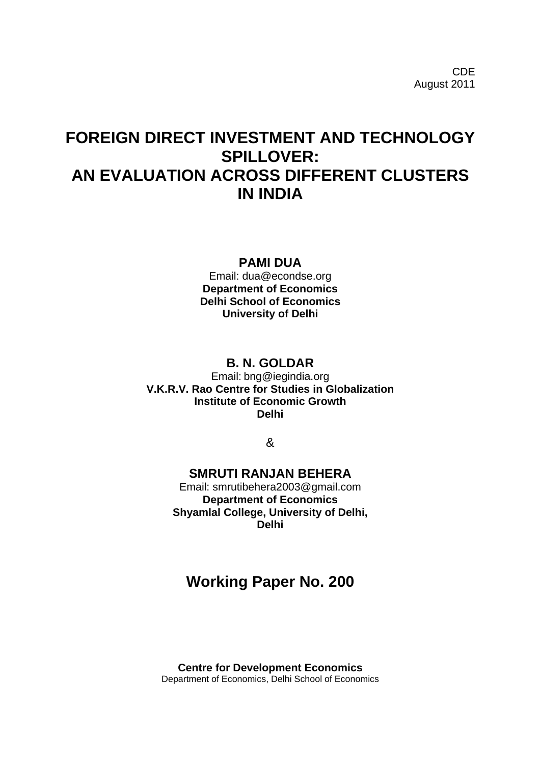CDE
August 2011

# FOREIGN DIRECT INVESTMENT AND TECHNOLOGY SPILLOVER: AN EVALUATION ACROSS DIFFERENT CLUSTERS IN INDIA

**PAMI DUA**
Email: dua@econdse.org
**Department of Economics**
**Delhi School of Economics**
**University of Delhi**

**B. N. GOLDAR**
Email: bng@iegindia.org
**V.K.R.V. Rao Centre for Studies in Globalization**
**Institute of Economic Growth**
**Delhi**

&

**SMRUTI RANJAN BEHERA**
Email: smrutibehera2003@gmail.com
**Department of Economics**
**Shyamlal College, University of Delhi,**
**Delhi**

## Working Paper No. 200

**Centre for Development Economics**
Department of Economics, Delhi School of Economics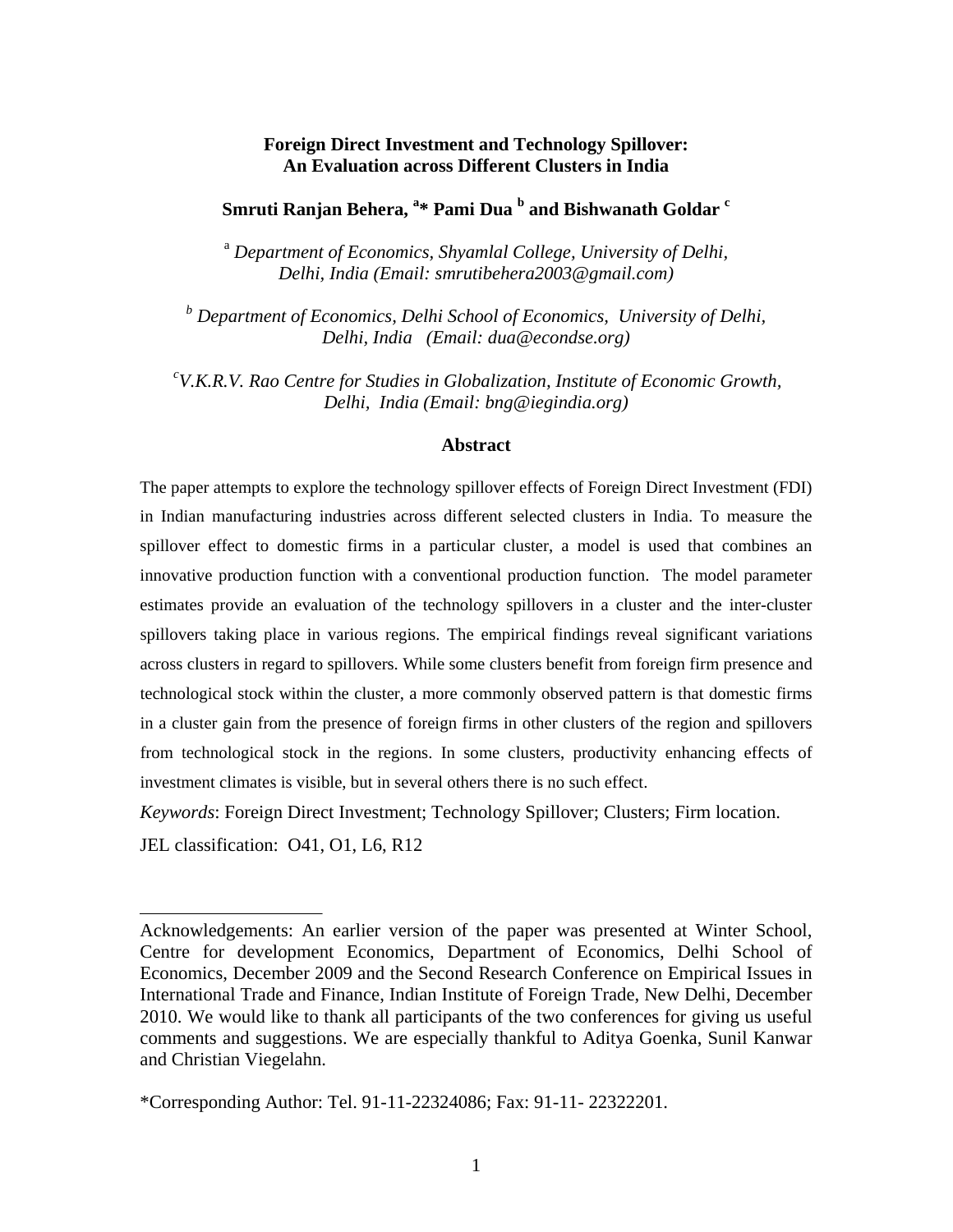**Foreign Direct Investment and Technology Spillover: An Evaluation across Different Clusters in India**

**Smruti Ranjan Behera, [a]* Pami Dua [b] and Bishwanath Goldar [c]**

[a] *Department of Economics, Shyamlal College, University of Delhi, Delhi, India (Email: smrutibehera2003@gmail.com)*

[b] *Department of Economics, Delhi School of Economics, University of Delhi, Delhi, India (Email: dua@econdse.org)*

[c] *V.K.R.V. Rao Centre for Studies in Globalization, Institute of Economic Growth, Delhi, India (Email: bng@iegindia.org)*

**Abstract**

The paper attempts to explore the technology spillover effects of Foreign Direct Investment (FDI) in Indian manufacturing industries across different selected clusters in India. To measure the spillover effect to domestic firms in a particular cluster, a model is used that combines an innovative production function with a conventional production function. The model parameter estimates provide an evaluation of the technology spillovers in a cluster and the inter-cluster spillovers taking place in various regions. The empirical findings reveal significant variations across clusters in regard to spillovers. While some clusters benefit from foreign firm presence and technological stock within the cluster, a more commonly observed pattern is that domestic firms in a cluster gain from the presence of foreign firms in other clusters of the region and spillovers from technological stock in the regions. In some clusters, productivity enhancing effects of investment climates is visible, but in several others there is no such effect.

*Keywords*: Foreign Direct Investment; Technology Spillover; Clusters; Firm location.

JEL classification: O41, O1, L6, R12

---

Acknowledgements: An earlier version of the paper was presented at Winter School, Centre for development Economics, Department of Economics, Delhi School of Economics, December 2009 and the Second Research Conference on Empirical Issues in International Trade and Finance, Indian Institute of Foreign Trade, New Delhi, December 2010. We would like to thank all participants of the two conferences for giving us useful comments and suggestions. We are especially thankful to Aditya Goenka, Sunil Kanwar and Christian Viegelahn.

*Corresponding Author: Tel. 91-11-22324086; Fax: 91-11- 22322201.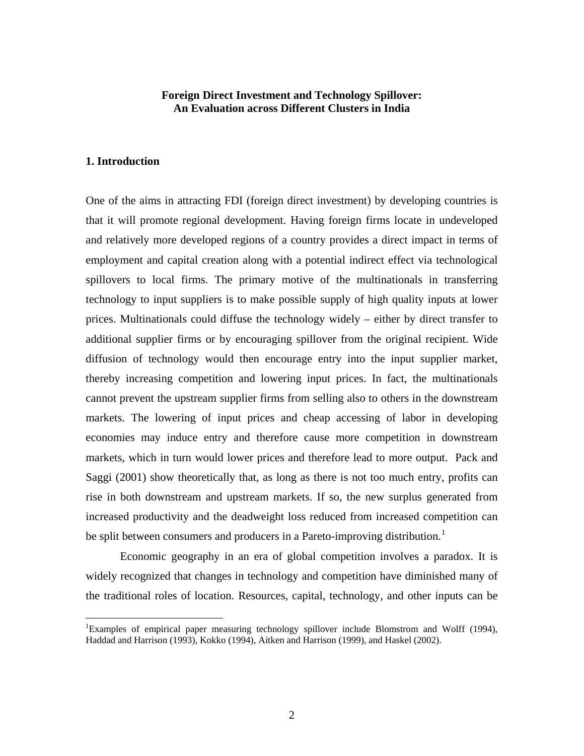**Foreign Direct Investment and Technology Spillover: An Evaluation across Different Clusters in India**

## 1. Introduction

One of the aims in attracting FDI (foreign direct investment) by developing countries is that it will promote regional development. Having foreign firms locate in undeveloped and relatively more developed regions of a country provides a direct impact in terms of employment and capital creation along with a potential indirect effect via technological spillovers to local firms. The primary motive of the multinationals in transferring technology to input suppliers is to make possible supply of high quality inputs at lower prices. Multinationals could diffuse the technology widely – either by direct transfer to additional supplier firms or by encouraging spillover from the original recipient. Wide diffusion of technology would then encourage entry into the input supplier market, thereby increasing competition and lowering input prices. In fact, the multinationals cannot prevent the upstream supplier firms from selling also to others in the downstream markets. The lowering of input prices and cheap accessing of labor in developing economies may induce entry and therefore cause more competition in downstream markets, which in turn would lower prices and therefore lead to more output. Pack and Saggi (2001) show theoretically that, as long as there is not too much entry, profits can rise in both downstream and upstream markets. If so, the new surplus generated from increased productivity and the deadweight loss reduced from increased competition can be split between consumers and producers in a Pareto-improving distribution.[1]

Economic geography in an era of global competition involves a paradox. It is widely recognized that changes in technology and competition have diminished many of the traditional roles of location. Resources, capital, technology, and other inputs can be

---

[1]Examples of empirical paper measuring technology spillover include Blomstrom and Wolff (1994), Haddad and Harrison (1993), Kokko (1994), Aitken and Harrison (1999), and Haskel (2002).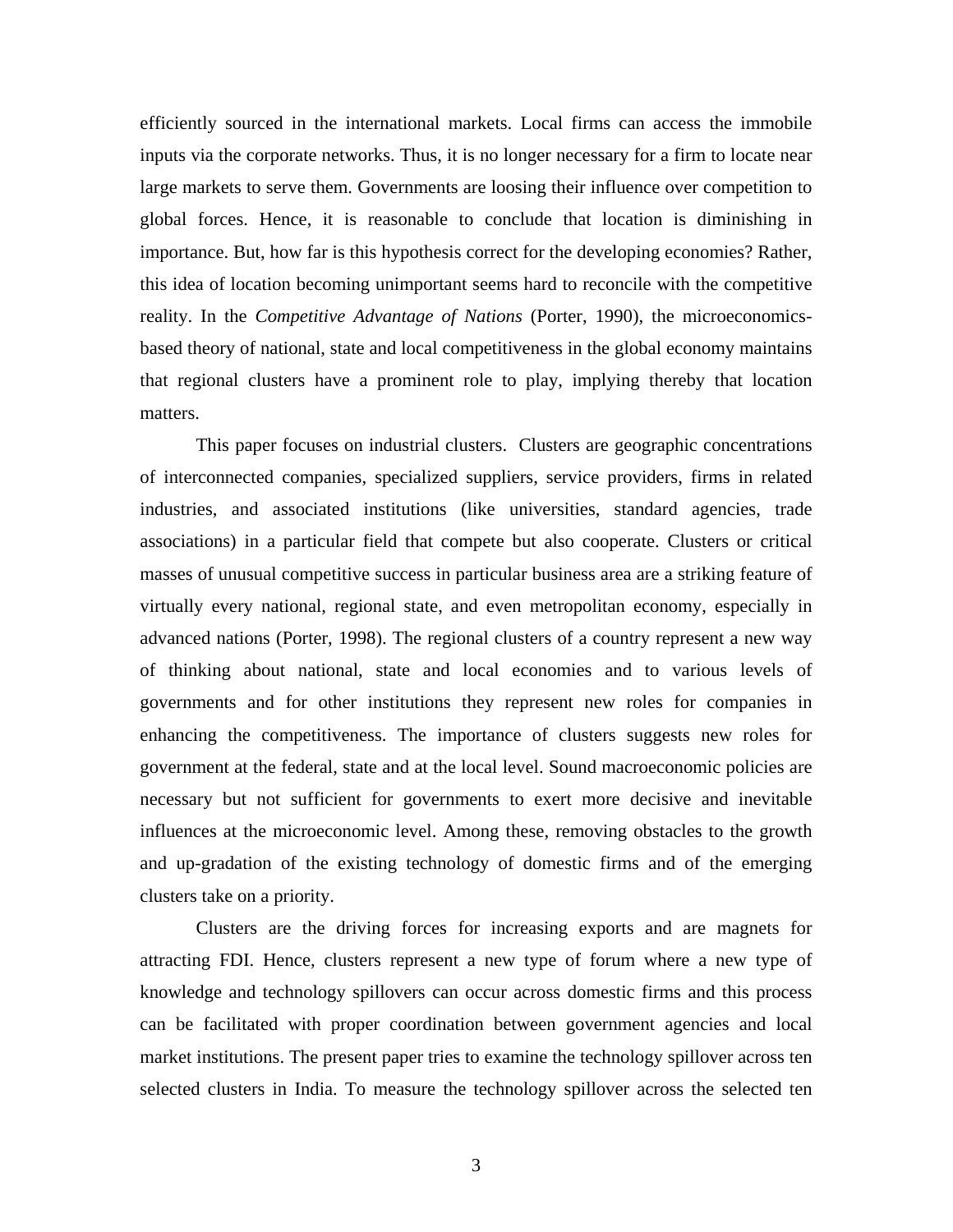efficiently sourced in the international markets. Local firms can access the immobile inputs via the corporate networks. Thus, it is no longer necessary for a firm to locate near large markets to serve them. Governments are loosing their influence over competition to global forces. Hence, it is reasonable to conclude that location is diminishing in importance. But, how far is this hypothesis correct for the developing economies? Rather, this idea of location becoming unimportant seems hard to reconcile with the competitive reality. In the *Competitive Advantage of Nations* (Porter, 1990), the microeconomics-based theory of national, state and local competitiveness in the global economy maintains that regional clusters have a prominent role to play, implying thereby that location matters.

This paper focuses on industrial clusters. Clusters are geographic concentrations of interconnected companies, specialized suppliers, service providers, firms in related industries, and associated institutions (like universities, standard agencies, trade associations) in a particular field that compete but also cooperate. Clusters or critical masses of unusual competitive success in particular business area are a striking feature of virtually every national, regional state, and even metropolitan economy, especially in advanced nations (Porter, 1998). The regional clusters of a country represent a new way of thinking about national, state and local economies and to various levels of governments and for other institutions they represent new roles for companies in enhancing the competitiveness. The importance of clusters suggests new roles for government at the federal, state and at the local level. Sound macroeconomic policies are necessary but not sufficient for governments to exert more decisive and inevitable influences at the microeconomic level. Among these, removing obstacles to the growth and up-gradation of the existing technology of domestic firms and of the emerging clusters take on a priority.

Clusters are the driving forces for increasing exports and are magnets for attracting FDI. Hence, clusters represent a new type of forum where a new type of knowledge and technology spillovers can occur across domestic firms and this process can be facilitated with proper coordination between government agencies and local market institutions. The present paper tries to examine the technology spillover across ten selected clusters in India. To measure the technology spillover across the selected ten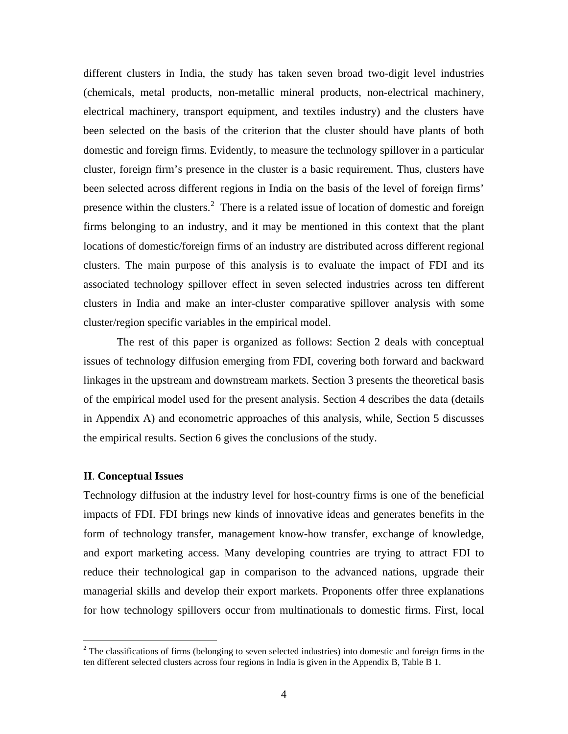different clusters in India, the study has taken seven broad two-digit level industries (chemicals, metal products, non-metallic mineral products, non-electrical machinery, electrical machinery, transport equipment, and textiles industry) and the clusters have been selected on the basis of the criterion that the cluster should have plants of both domestic and foreign firms. Evidently, to measure the technology spillover in a particular cluster, foreign firm's presence in the cluster is a basic requirement. Thus, clusters have been selected across different regions in India on the basis of the level of foreign firms' presence within the clusters.[2] There is a related issue of location of domestic and foreign firms belonging to an industry, and it may be mentioned in this context that the plant locations of domestic/foreign firms of an industry are distributed across different regional clusters. The main purpose of this analysis is to evaluate the impact of FDI and its associated technology spillover effect in seven selected industries across ten different clusters in India and make an inter-cluster comparative spillover analysis with some cluster/region specific variables in the empirical model.

The rest of this paper is organized as follows: Section 2 deals with conceptual issues of technology diffusion emerging from FDI, covering both forward and backward linkages in the upstream and downstream markets. Section 3 presents the theoretical basis of the empirical model used for the present analysis. Section 4 describes the data (details in Appendix A) and econometric approaches of this analysis, while, Section 5 discusses the empirical results. Section 6 gives the conclusions of the study.

## II. Conceptual Issues

Technology diffusion at the industry level for host-country firms is one of the beneficial impacts of FDI. FDI brings new kinds of innovative ideas and generates benefits in the form of technology transfer, management know-how transfer, exchange of knowledge, and export marketing access. Many developing countries are trying to attract FDI to reduce their technological gap in comparison to the advanced nations, upgrade their managerial skills and develop their export markets. Proponents offer three explanations for how technology spillovers occur from multinationals to domestic firms. First, local

[2] The classifications of firms (belonging to seven selected industries) into domestic and foreign firms in the ten different selected clusters across four regions in India is given in the Appendix B, Table B 1.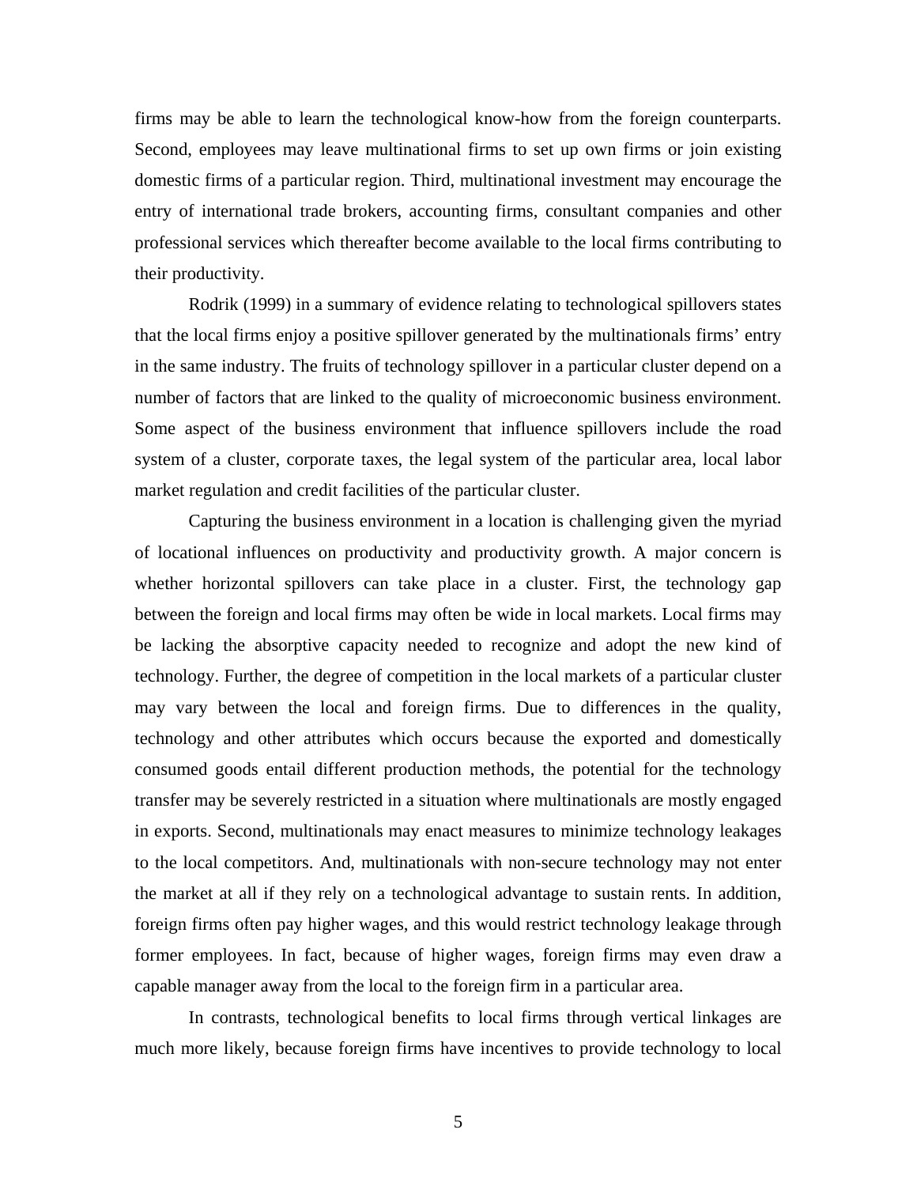firms may be able to learn the technological know-how from the foreign counterparts. Second, employees may leave multinational firms to set up own firms or join existing domestic firms of a particular region. Third, multinational investment may encourage the entry of international trade brokers, accounting firms, consultant companies and other professional services which thereafter become available to the local firms contributing to their productivity.

Rodrik (1999) in a summary of evidence relating to technological spillovers states that the local firms enjoy a positive spillover generated by the multinationals firms' entry in the same industry. The fruits of technology spillover in a particular cluster depend on a number of factors that are linked to the quality of microeconomic business environment. Some aspect of the business environment that influence spillovers include the road system of a cluster, corporate taxes, the legal system of the particular area, local labor market regulation and credit facilities of the particular cluster.

Capturing the business environment in a location is challenging given the myriad of locational influences on productivity and productivity growth. A major concern is whether horizontal spillovers can take place in a cluster. First, the technology gap between the foreign and local firms may often be wide in local markets. Local firms may be lacking the absorptive capacity needed to recognize and adopt the new kind of technology. Further, the degree of competition in the local markets of a particular cluster may vary between the local and foreign firms. Due to differences in the quality, technology and other attributes which occurs because the exported and domestically consumed goods entail different production methods, the potential for the technology transfer may be severely restricted in a situation where multinationals are mostly engaged in exports. Second, multinationals may enact measures to minimize technology leakages to the local competitors. And, multinationals with non-secure technology may not enter the market at all if they rely on a technological advantage to sustain rents. In addition, foreign firms often pay higher wages, and this would restrict technology leakage through former employees. In fact, because of higher wages, foreign firms may even draw a capable manager away from the local to the foreign firm in a particular area.

In contrasts, technological benefits to local firms through vertical linkages are much more likely, because foreign firms have incentives to provide technology to local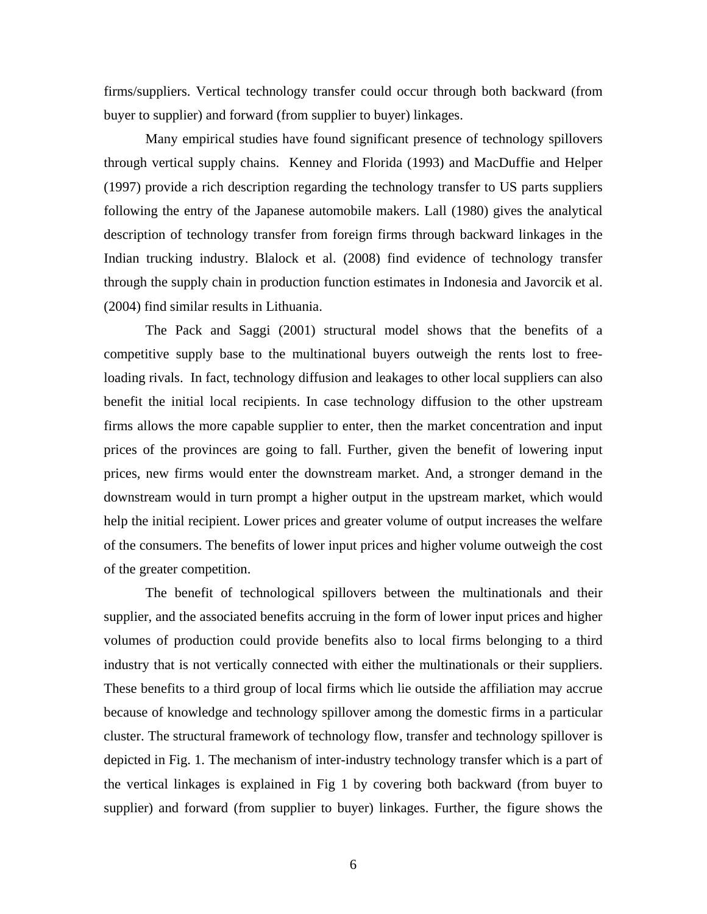firms/suppliers. Vertical technology transfer could occur through both backward (from buyer to supplier) and forward (from supplier to buyer) linkages.

Many empirical studies have found significant presence of technology spillovers through vertical supply chains. Kenney and Florida (1993) and MacDuffie and Helper (1997) provide a rich description regarding the technology transfer to US parts suppliers following the entry of the Japanese automobile makers. Lall (1980) gives the analytical description of technology transfer from foreign firms through backward linkages in the Indian trucking industry. Blalock et al. (2008) find evidence of technology transfer through the supply chain in production function estimates in Indonesia and Javorcik et al. (2004) find similar results in Lithuania.

The Pack and Saggi (2001) structural model shows that the benefits of a competitive supply base to the multinational buyers outweigh the rents lost to free-loading rivals. In fact, technology diffusion and leakages to other local suppliers can also benefit the initial local recipients. In case technology diffusion to the other upstream firms allows the more capable supplier to enter, then the market concentration and input prices of the provinces are going to fall. Further, given the benefit of lowering input prices, new firms would enter the downstream market. And, a stronger demand in the downstream would in turn prompt a higher output in the upstream market, which would help the initial recipient. Lower prices and greater volume of output increases the welfare of the consumers. The benefits of lower input prices and higher volume outweigh the cost of the greater competition.

The benefit of technological spillovers between the multinationals and their supplier, and the associated benefits accruing in the form of lower input prices and higher volumes of production could provide benefits also to local firms belonging to a third industry that is not vertically connected with either the multinationals or their suppliers. These benefits to a third group of local firms which lie outside the affiliation may accrue because of knowledge and technology spillover among the domestic firms in a particular cluster. The structural framework of technology flow, transfer and technology spillover is depicted in Fig. 1. The mechanism of inter-industry technology transfer which is a part of the vertical linkages is explained in Fig 1 by covering both backward (from buyer to supplier) and forward (from supplier to buyer) linkages. Further, the figure shows the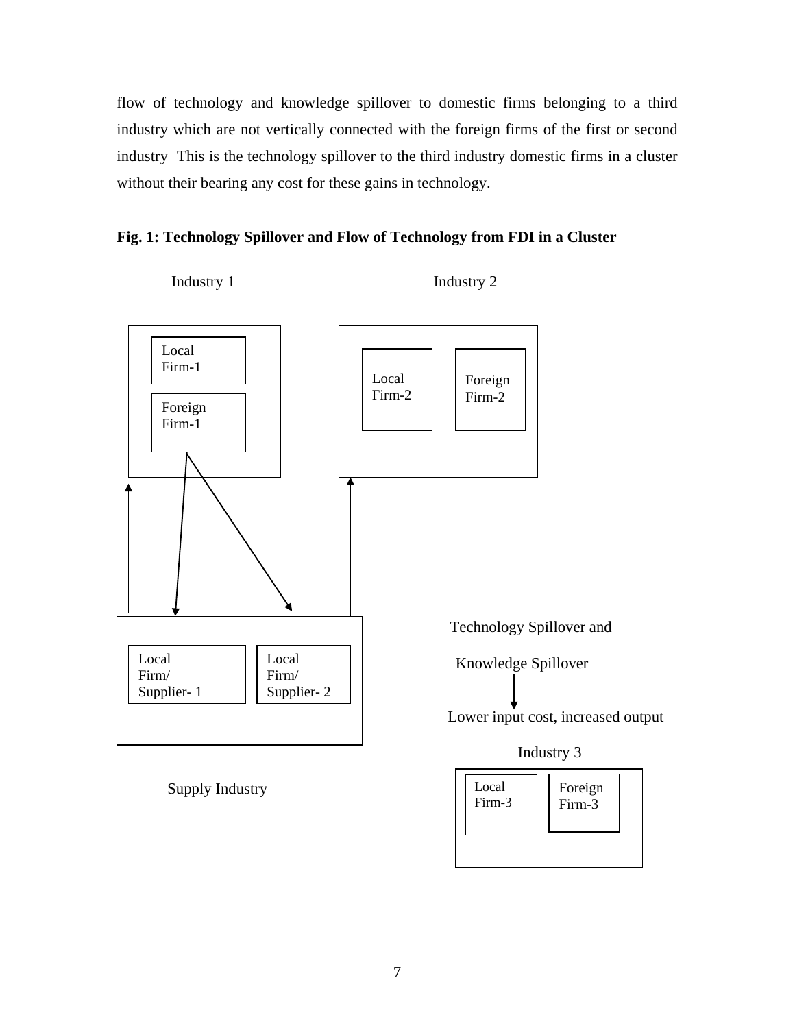flow of technology and knowledge spillover to domestic firms belonging to a third industry which are not vertically connected with the foreign firms of the first or second industry  This is the technology spillover to the third industry domestic firms in a cluster without their bearing any cost for these gains in technology.

**Fig. 1: Technology Spillover and Flow of Technology from FDI in a Cluster**

Industry 1

Local Firm-1

Foreign Firm-1

Industry 2

Local Firm-2

Foreign Firm-2

Local Firm/ Supplier- 1

Local Firm/ Supplier- 2

Supply Industry

Technology Spillover and

Knowledge Spillover

Lower input cost, increased output

Industry 3

Local Firm-3

Foreign Firm-3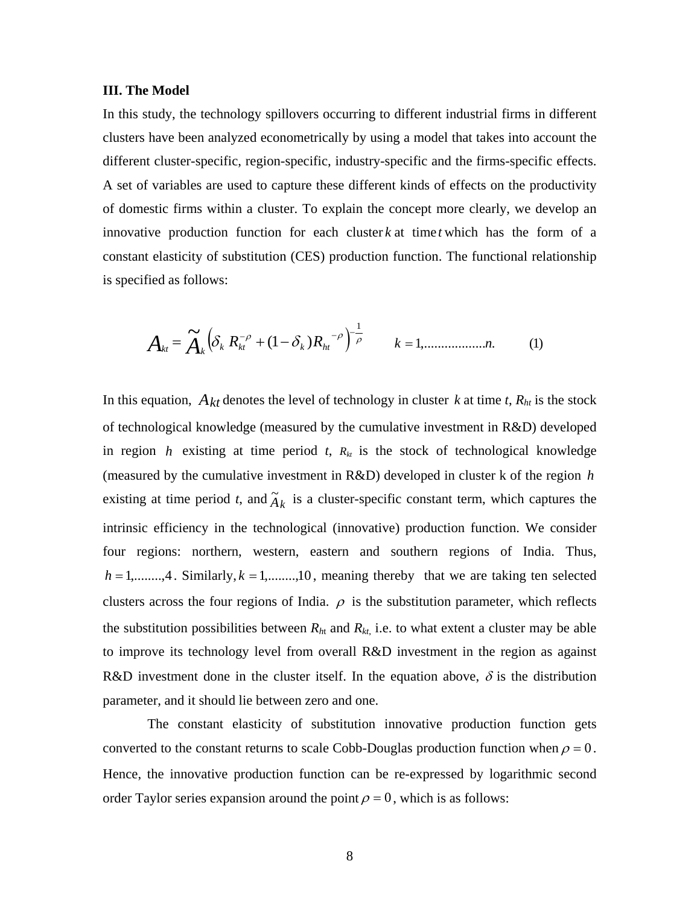**III. The Model**

In this study, the technology spillovers occurring to different industrial firms in different clusters have been analyzed econometrically by using a model that takes into account the different cluster-specific, region-specific, industry-specific and the firms-specific effects. A set of variables are used to capture these different kinds of effects on the productivity of domestic firms within a cluster. To explain the concept more clearly, we develop an innovative production function for each cluster $k$ at time $t$ which has the form of a constant elasticity of substitution (CES) production function. The functional relationship is specified as follows:

$$A_{kt} = \tilde{A}_k \left( \delta_k R_{kt}^{-\rho} + (1 - \delta_k) R_{ht}^{-\rho} \right)^{-\frac{1}{\rho}} \qquad k = 1, .................n. \qquad (1)$$

In this equation, $A_{kt}$ denotes the level of technology in cluster $k$ at time $t$, $R_{ht}$ is the stock of technological knowledge (measured by the cumulative investment in R&D) developed in region $h$ existing at time period $t$, $R_{kt}$ is the stock of technological knowledge (measured by the cumulative investment in R&D) developed in cluster k of the region $h$ existing at time period $t$, and $\tilde{A}_k$ is a cluster-specific constant term, which captures the intrinsic efficiency in the technological (innovative) production function. We consider four regions: northern, western, eastern and southern regions of India. Thus, $h = 1, ........, 4$. Similarly, $k = 1, ........, 10$, meaning thereby that we are taking ten selected clusters across the four regions of India. $\rho$ is the substitution parameter, which reflects the substitution possibilities between $R_{ht}$ and $R_{kt}$, i.e. to what extent a cluster may be able to improve its technology level from overall R&D investment in the region as against R&D investment done in the cluster itself. In the equation above, $\delta$ is the distribution parameter, and it should lie between zero and one.

The constant elasticity of substitution innovative production function gets converted to the constant returns to scale Cobb-Douglas production function when $\rho = 0$. Hence, the innovative production function can be re-expressed by logarithmic second order Taylor series expansion around the point $\rho = 0$, which is as follows: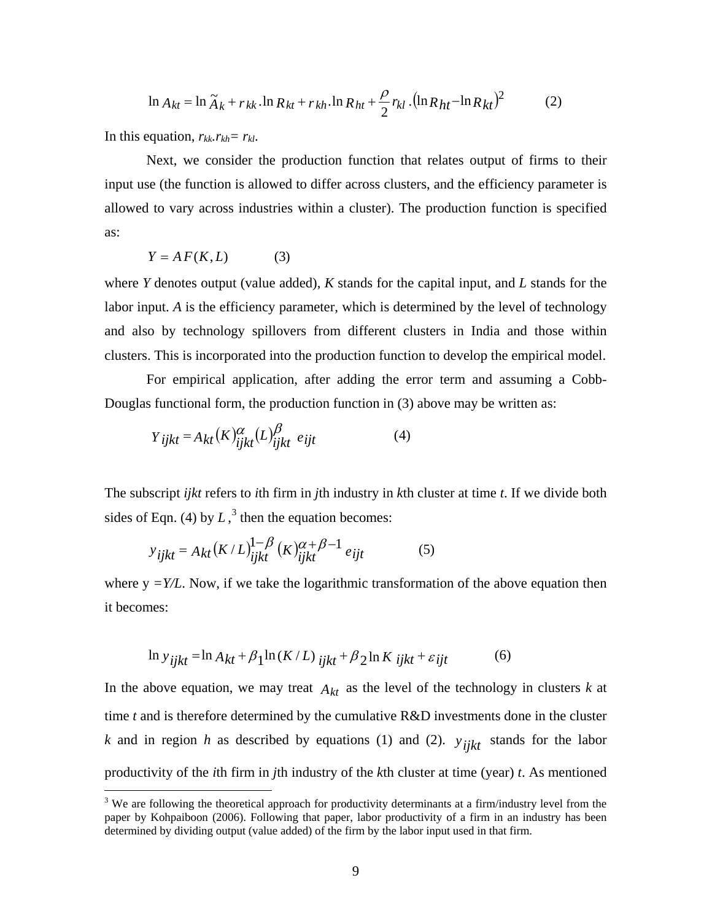$$\ln A_{kt} = \ln \tilde{A}_k + r_{kk}.\ln R_{kt} + r_{kh}.\ln R_{ht} + \frac{\rho}{2} r_{kl}.(\ln R_{ht} - \ln R_{kt})^2 \qquad (2)$$

In this equation, $r_{kk}.r_{kh}= r_{kl}$.

Next, we consider the production function that relates output of firms to their input use (the function is allowed to differ across clusters, and the efficiency parameter is allowed to vary across industries within a cluster). The production function is specified as:

$$Y = AF(K, L) \qquad (3)$$

where $Y$ denotes output (value added), $K$ stands for the capital input, and $L$ stands for the labor input. $A$ is the efficiency parameter, which is determined by the level of technology and also by technology spillovers from different clusters in India and those within clusters. This is incorporated into the production function to develop the empirical model.

For empirical application, after adding the error term and assuming a Cobb-Douglas functional form, the production function in (3) above may be written as:

$$Y_{ijkt} = A_{kt}(K)^{\alpha}_{ijkt}(L)^{\beta}_{ijkt}\ e_{ijt} \qquad (4)$$

The subscript $ijkt$ refers to $i$th firm in $j$th industry in $k$th cluster at time $t$. If we divide both sides of Eqn. (4) by $L$,[3] then the equation becomes:

$$y_{ijkt} = A_{kt}(K/L)^{1-\beta}_{ijkt}\ (K)^{\alpha+\beta-1}_{ijkt}\ e_{ijt} \qquad (5)$$

where $y = Y/L$. Now, if we take the logarithmic transformation of the above equation then it becomes:

$$\ln y_{ijkt} = \ln A_{kt} + \beta_1 \ln (K/L)_{ijkt} + \beta_2 \ln K_{ijkt} + \varepsilon_{ijt} \qquad (6)$$

In the above equation, we may treat $A_{kt}$ as the level of the technology in clusters $k$ at time $t$ and is therefore determined by the cumulative R&D investments done in the cluster $k$ and in region $h$ as described by equations (1) and (2). $y_{ijkt}$ stands for the labor productivity of the $i$th firm in $j$th industry of the $k$th cluster at time (year) $t$. As mentioned

[3] We are following the theoretical approach for productivity determinants at a firm/industry level from the paper by Kohpaiboon (2006). Following that paper, labor productivity of a firm in an industry has been determined by dividing output (value added) of the firm by the labor input used in that firm.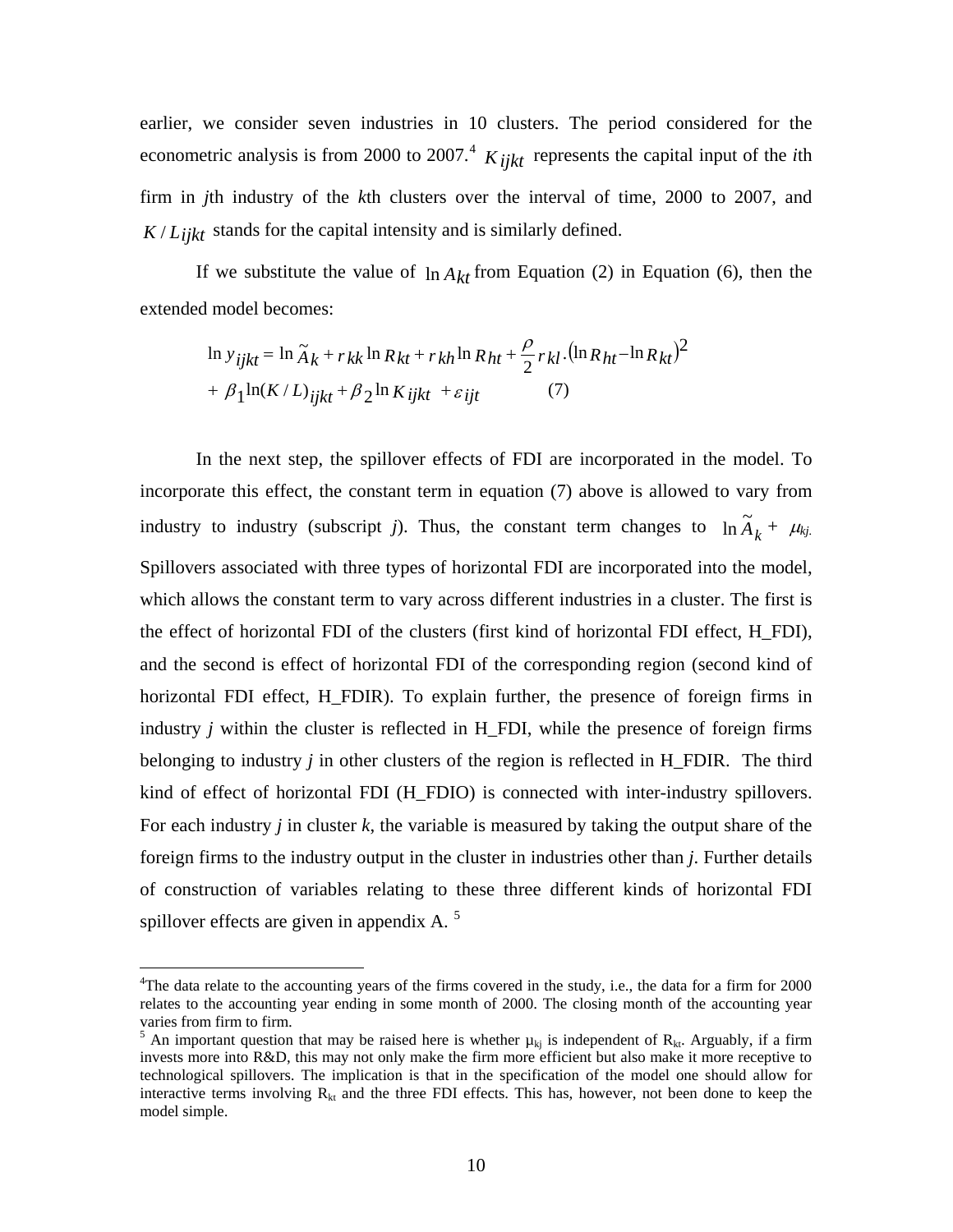earlier, we consider seven industries in 10 clusters. The period considered for the econometric analysis is from 2000 to 2007.[4] $K_{ijkt}$ represents the capital input of the *i*th firm in *j*th industry of the *k*th clusters over the interval of time, 2000 to 2007, and $K/L_{ijkt}$ stands for the capital intensity and is similarly defined.

If we substitute the value of $\ln A_{kt}$ from Equation (2) in Equation (6), then the extended model becomes:

$$\ln y_{ijkt} = \ln \tilde{A}_k + r_{kk} \ln R_{kt} + r_{kh} \ln R_{ht} + \frac{\rho}{2} r_{kl} . (\ln R_{ht} - \ln R_{kt})^2$$
$$+ \beta_1 \ln(K/L)_{ijkt} + \beta_2 \ln K_{ijkt} + \varepsilon_{ijt} \qquad (7)$$

In the next step, the spillover effects of FDI are incorporated in the model. To incorporate this effect, the constant term in equation (7) above is allowed to vary from industry to industry (subscript *j*). Thus, the constant term changes to $\ln \tilde{A}_k + \mu_{kj.}$ Spillovers associated with three types of horizontal FDI are incorporated into the model, which allows the constant term to vary across different industries in a cluster. The first is the effect of horizontal FDI of the clusters (first kind of horizontal FDI effect, H_FDI), and the second is effect of horizontal FDI of the corresponding region (second kind of horizontal FDI effect, H_FDIR). To explain further, the presence of foreign firms in industry *j* within the cluster is reflected in H_FDI, while the presence of foreign firms belonging to industry *j* in other clusters of the region is reflected in H_FDIR. The third kind of effect of horizontal FDI (H_FDIO) is connected with inter-industry spillovers. For each industry *j* in cluster *k*, the variable is measured by taking the output share of the foreign firms to the industry output in the cluster in industries other than *j*. Further details of construction of variables relating to these three different kinds of horizontal FDI spillover effects are given in appendix A. [5]

---

[4]The data relate to the accounting years of the firms covered in the study, i.e., the data for a firm for 2000 relates to the accounting year ending in some month of 2000. The closing month of the accounting year varies from firm to firm.

[5] An important question that may be raised here is whether $\mu_{kj}$ is independent of $R_{kt}$. Arguably, if a firm invests more into R&D, this may not only make the firm more efficient but also make it more receptive to technological spillovers. The implication is that in the specification of the model one should allow for interactive terms involving $R_{kt}$ and the three FDI effects. This has, however, not been done to keep the model simple.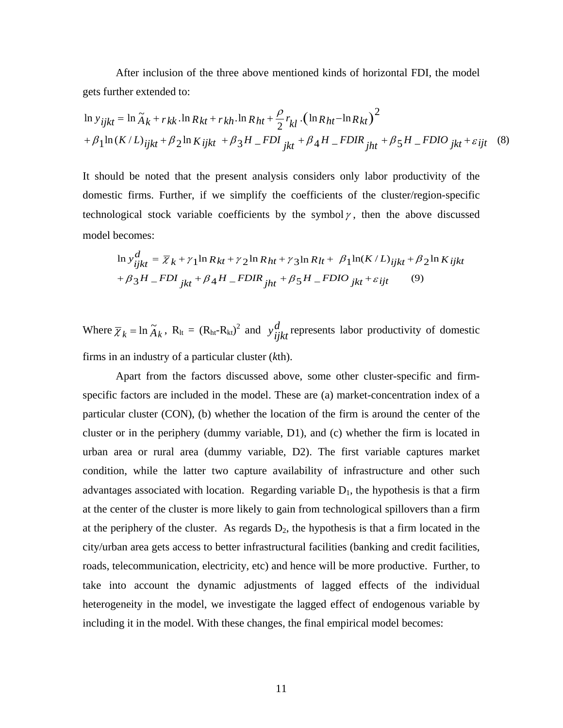After inclusion of the three above mentioned kinds of horizontal FDI, the model gets further extended to:

$$\ln y_{ijkt} = \ln \tilde{A}_k + r_{kk}.\ln R_{kt} + r_{kh}.\ln R_{ht} + \frac{\rho}{2} r_{kl}.\left(\ln R_{ht} - \ln R_{kt}\right)^2$$
$$+ \beta_1 \ln(K/L)_{ijkt} + \beta_2 \ln K_{ijkt} + \beta_3 H\_FDI_{jkt} + \beta_4 H\_FDIR_{jht} + \beta_5 H\_FDIO_{jkt} + \varepsilon_{ijt} \quad (8)$$

It should be noted that the present analysis considers only labor productivity of the domestic firms. Further, if we simplify the coefficients of the cluster/region-specific technological stock variable coefficients by the symbol $\gamma$, then the above discussed model becomes:

$$\ln y^d_{ijkt} = \overline{\chi}_k + \gamma_1 \ln R_{kt} + \gamma_2 \ln R_{ht} + \gamma_3 \ln R_{lt} + \beta_1 \ln(K/L)_{ijkt} + \beta_2 \ln K_{ijkt}$$
$$+ \beta_3 H\_FDI_{jkt} + \beta_4 H\_FDIR_{jht} + \beta_5 H\_FDIO_{jkt} + \varepsilon_{ijt} \quad (9)$$

Where $\overline{\chi}_k = \ln \tilde{A}_k$, $R_{lt} = (R_{ht}-R_{kt})^2$ and $y^d_{ijkt}$ represents labor productivity of domestic firms in an industry of a particular cluster (*k*th).

Apart from the factors discussed above, some other cluster-specific and firm-specific factors are included in the model. These are (a) market-concentration index of a particular cluster (CON), (b) whether the location of the firm is around the center of the cluster or in the periphery (dummy variable, D1), and (c) whether the firm is located in urban area or rural area (dummy variable, D2). The first variable captures market condition, while the latter two capture availability of infrastructure and other such advantages associated with location. Regarding variable $D_1$, the hypothesis is that a firm at the center of the cluster is more likely to gain from technological spillovers than a firm at the periphery of the cluster. As regards $D_2$, the hypothesis is that a firm located in the city/urban area gets access to better infrastructural facilities (banking and credit facilities, roads, telecommunication, electricity, etc) and hence will be more productive. Further, to take into account the dynamic adjustments of lagged effects of the individual heterogeneity in the model, we investigate the lagged effect of endogenous variable by including it in the model. With these changes, the final empirical model becomes: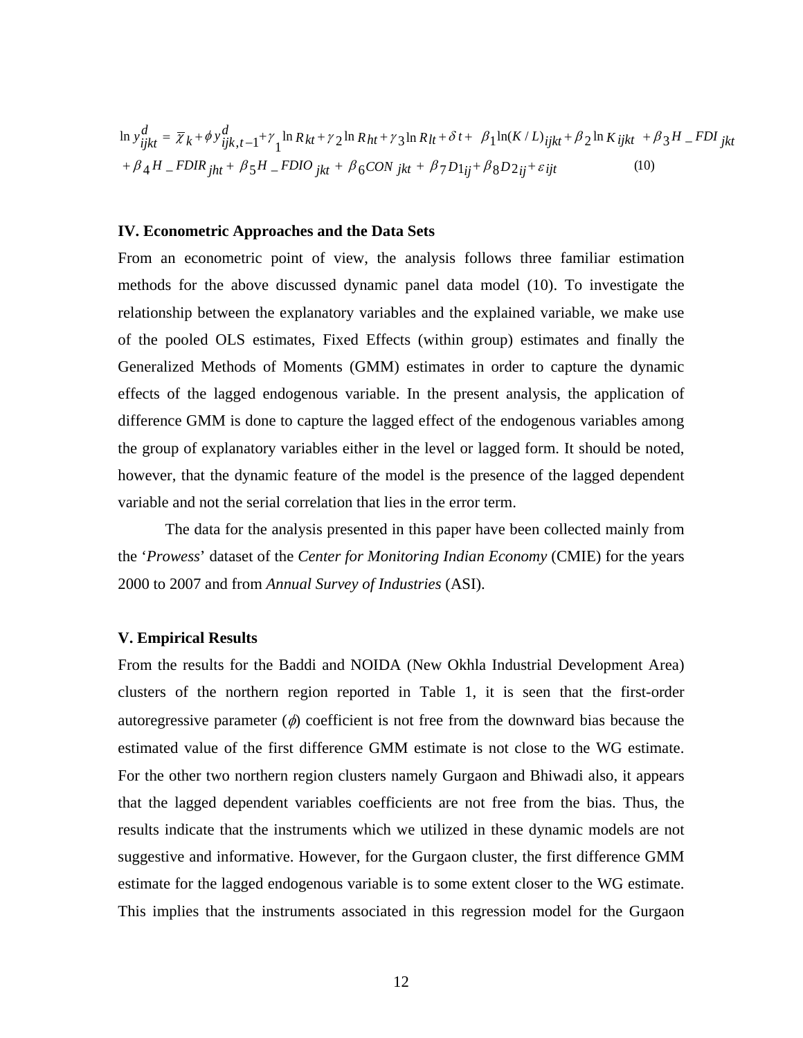$$\ln y_{ijkt}^{d} = \overline{\chi}_{k} + \phi y_{ijk,t-1}^{d} + \gamma_{1} \ln R_{kt} + \gamma_{2} \ln R_{ht} + \gamma_{3} \ln R_{lt} + \delta t + \beta_{1} \ln(K/L)_{ijkt} + \beta_{2} \ln K_{ijkt} + \beta_{3} H\_FDI_{jkt}$$
$$+ \beta_{4} H\_FDIR_{jht} + \beta_{5} H\_FDIO_{jkt} + \beta_{6} CON_{jkt} + \beta_{7} D1_{ij} + \beta_{8} D2_{ij} + \varepsilon_{ijt} \qquad (10)$$

### IV. Econometric Approaches and the Data Sets

From an econometric point of view, the analysis follows three familiar estimation methods for the above discussed dynamic panel data model (10). To investigate the relationship between the explanatory variables and the explained variable, we make use of the pooled OLS estimates, Fixed Effects (within group) estimates and finally the Generalized Methods of Moments (GMM) estimates in order to capture the dynamic effects of the lagged endogenous variable. In the present analysis, the application of difference GMM is done to capture the lagged effect of the endogenous variables among the group of explanatory variables either in the level or lagged form. It should be noted, however, that the dynamic feature of the model is the presence of the lagged dependent variable and not the serial correlation that lies in the error term.

The data for the analysis presented in this paper have been collected mainly from the '*Prowess*' dataset of the *Center for Monitoring Indian Economy* (CMIE) for the years 2000 to 2007 and from *Annual Survey of Industries* (ASI).

### V. Empirical Results

From the results for the Baddi and NOIDA (New Okhla Industrial Development Area) clusters of the northern region reported in Table 1, it is seen that the first-order autoregressive parameter ($\phi$) coefficient is not free from the downward bias because the estimated value of the first difference GMM estimate is not close to the WG estimate. For the other two northern region clusters namely Gurgaon and Bhiwadi also, it appears that the lagged dependent variables coefficients are not free from the bias. Thus, the results indicate that the instruments which we utilized in these dynamic models are not suggestive and informative. However, for the Gurgaon cluster, the first difference GMM estimate for the lagged endogenous variable is to some extent closer to the WG estimate. This implies that the instruments associated in this regression model for the Gurgaon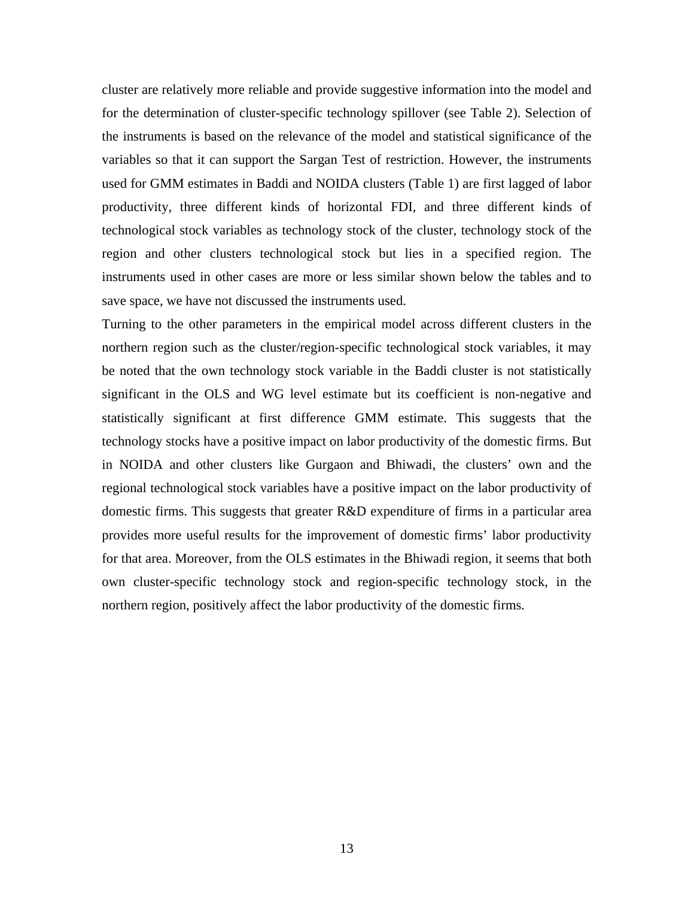cluster are relatively more reliable and provide suggestive information into the model and for the determination of cluster-specific technology spillover (see Table 2). Selection of the instruments is based on the relevance of the model and statistical significance of the variables so that it can support the Sargan Test of restriction. However, the instruments used for GMM estimates in Baddi and NOIDA clusters (Table 1) are first lagged of labor productivity, three different kinds of horizontal FDI, and three different kinds of technological stock variables as technology stock of the cluster, technology stock of the region and other clusters technological stock but lies in a specified region. The instruments used in other cases are more or less similar shown below the tables and to save space, we have not discussed the instruments used.

Turning to the other parameters in the empirical model across different clusters in the northern region such as the cluster/region-specific technological stock variables, it may be noted that the own technology stock variable in the Baddi cluster is not statistically significant in the OLS and WG level estimate but its coefficient is non-negative and statistically significant at first difference GMM estimate. This suggests that the technology stocks have a positive impact on labor productivity of the domestic firms. But in NOIDA and other clusters like Gurgaon and Bhiwadi, the clusters' own and the regional technological stock variables have a positive impact on the labor productivity of domestic firms. This suggests that greater R&D expenditure of firms in a particular area provides more useful results for the improvement of domestic firms' labor productivity for that area. Moreover, from the OLS estimates in the Bhiwadi region, it seems that both own cluster-specific technology stock and region-specific technology stock, in the northern region, positively affect the labor productivity of the domestic firms.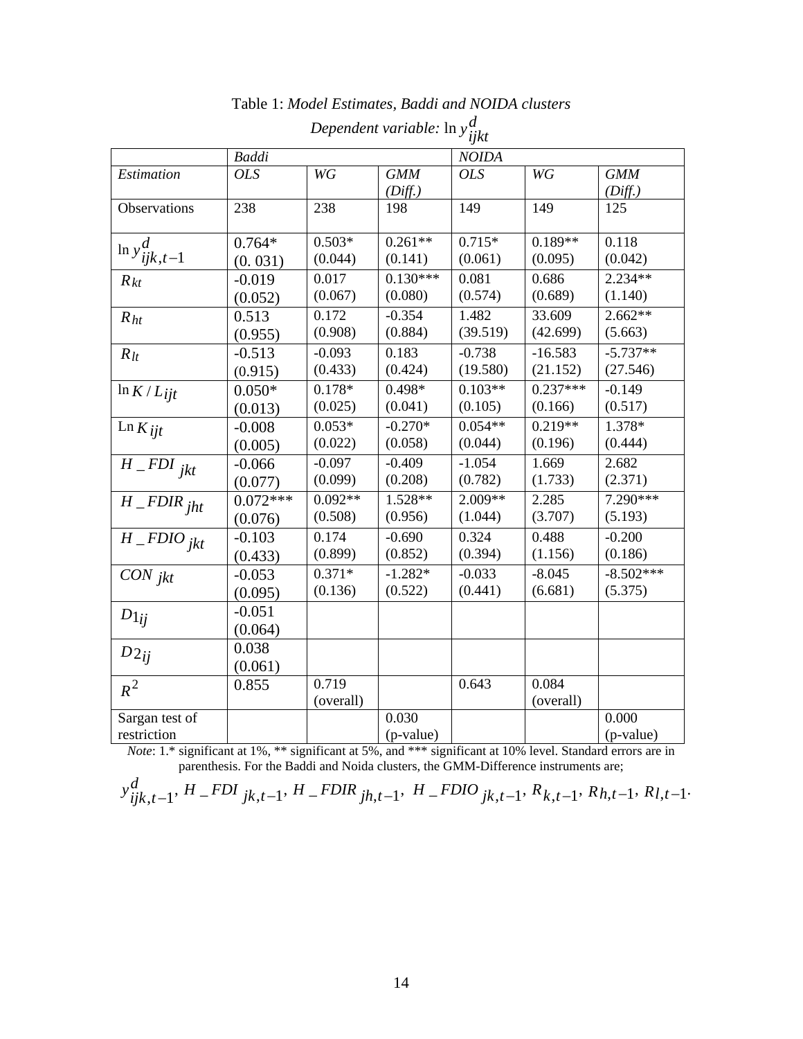Table 1: *Model Estimates, Baddi and NOIDA clusters*

*Dependent variable:* $\ln y^{d}_{ijkt}$

| | *Baddi* | | | *NOIDA* | | |
|---|---|---|---|---|---|---|
| *Estimation* | *OLS* | *WG* | *GMM (Diff.)* | *OLS* | *WG* | *GMM (Diff.)* |
| Observations | 238 | 238 | 198 | 149 | 149 | 125 |
| $\ln y^{d}_{ijk,t-1}$ | 0.764* (0. 031) | 0.503* (0.044) | 0.261** (0.141) | 0.715* (0.061) | 0.189** (0.095) | 0.118 (0.042) |
| $R_{kt}$ | -0.019 (0.052) | 0.017 (0.067) | 0.130*** (0.080) | 0.081 (0.574) | 0.686 (0.689) | 2.234** (1.140) |
| $R_{ht}$ | 0.513 (0.955) | 0.172 (0.908) | -0.354 (0.884) | 1.482 (39.519) | 33.609 (42.699) | 2.662** (5.663) |
| $R_{lt}$ | -0.513 (0.915) | -0.093 (0.433) | 0.183 (0.424) | -0.738 (19.580) | -16.583 (21.152) | -5.737** (27.546) |
| $\ln K/L_{ijt}$ | 0.050* (0.013) | 0.178* (0.025) | 0.498* (0.041) | 0.103** (0.105) | 0.237*** (0.166) | -0.149 (0.517) |
| $\text{Ln}\, K_{ijt}$ | -0.008 (0.005) | 0.053* (0.022) | -0.270* (0.058) | 0.054** (0.044) | 0.219** (0.196) | 1.378* (0.444) |
| $H\_FDI_{jkt}$ | -0.066 (0.077) | -0.097 (0.099) | -0.409 (0.208) | -1.054 (0.782) | 1.669 (1.733) | 2.682 (2.371) |
| $H\_FDIR_{jht}$ | 0.072*** (0.076) | 0.092** (0.508) | 1.528** (0.956) | 2.009** (1.044) | 2.285 (3.707) | 7.290*** (5.193) |
| $H\_FDIO_{jkt}$ | -0.103 (0.433) | 0.174 (0.899) | -0.690 (0.852) | 0.324 (0.394) | 0.488 (1.156) | -0.200 (0.186) |
| $CON_{jkt}$ | -0.053 (0.095) | 0.371* (0.136) | -1.282* (0.522) | -0.033 (0.441) | -8.045 (6.681) | -8.502*** (5.375) |
| $D1_{ij}$ | -0.051 (0.064) | | | | | |
| $D2_{ij}$ | 0.038 (0.061) | | | | | |
| $R^2$ | 0.855 | 0.719 (overall) | | 0.643 | 0.084 (overall) | |
| Sargan test of restriction | | | 0.030 (p-value) | | | 0.000 (p-value) |

*Note*: 1.* significant at 1%, ** significant at 5%, and *** significant at 10% level. Standard errors are in parenthesis. For the Baddi and Noida clusters, the GMM-Difference instruments are;

$y^{d}_{ijk,t-1}$, $H\_FDI_{jk,t-1}$, $H\_FDIR_{jh,t-1}$, $H\_FDIO_{jk,t-1}$, $R_{k,t-1}$, $R_{h,t-1}$, $R_{l,t-1}$.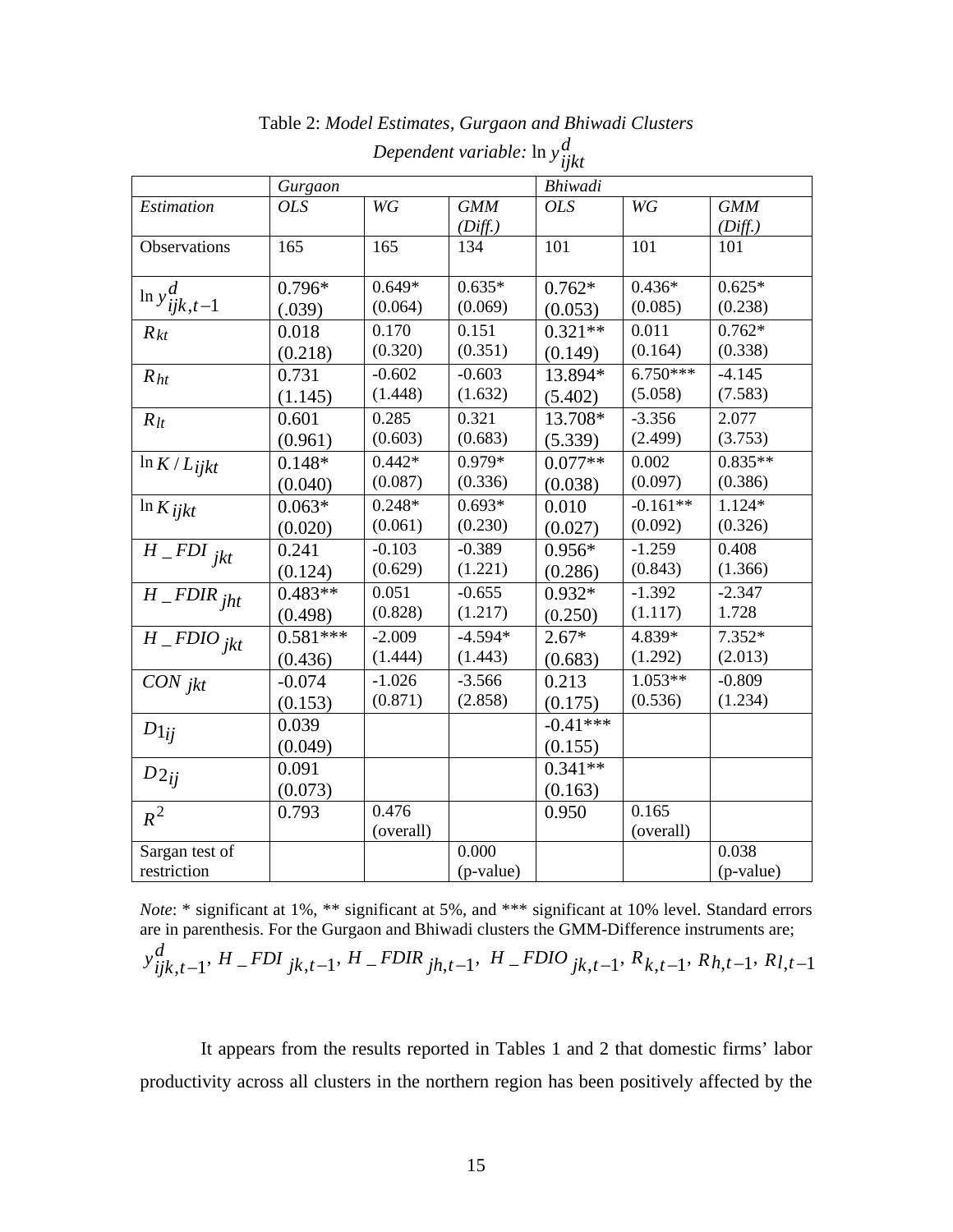Table 2: *Model Estimates, Gurgaon and Bhiwadi Clusters*

*Dependent variable:* $\ln y_{ijkt}^{d}$

| | *Gurgaon* | | | *Bhiwadi* | | |
|---|---|---|---|---|---|---|
| *Estimation* | *OLS* | *WG* | *GMM (Diff.)* | *OLS* | *WG* | *GMM (Diff.)* |
| Observations | 165 | 165 | 134 | 101 | 101 | 101 |
| $\ln y_{ijk,t-1}^{d}$ | 0.796* (.039) | 0.649* (0.064) | 0.635* (0.069) | 0.762* (0.053) | 0.436* (0.085) | 0.625* (0.238) |
| $R_{kt}$ | 0.018 (0.218) | 0.170 (0.320) | 0.151 (0.351) | 0.321** (0.149) | 0.011 (0.164) | 0.762* (0.338) |
| $R_{ht}$ | 0.731 (1.145) | -0.602 (1.448) | -0.603 (1.632) | 13.894* (5.402) | 6.750*** (5.058) | -4.145 (7.583) |
| $R_{lt}$ | 0.601 (0.961) | 0.285 (0.603) | 0.321 (0.683) | 13.708* (5.339) | -3.356 (2.499) | 2.077 (3.753) |
| $\ln K/L_{ijkt}$ | 0.148* (0.040) | 0.442* (0.087) | 0.979* (0.336) | 0.077** (0.038) | 0.002 (0.097) | 0.835** (0.386) |
| $\ln K_{ijkt}$ | 0.063* (0.020) | 0.248* (0.061) | 0.693* (0.230) | 0.010 (0.027) | -0.161** (0.092) | 1.124* (0.326) |
| $H\_FDI_{jkt}$ | 0.241 (0.124) | -0.103 (0.629) | -0.389 (1.221) | 0.956* (0.286) | -1.259 (0.843) | 0.408 (1.366) |
| $H\_FDIR_{jht}$ | 0.483** (0.498) | 0.051 (0.828) | -0.655 (1.217) | 0.932* (0.250) | -1.392 (1.117) | -2.347 1.728 |
| $H\_FDIO_{jkt}$ | 0.581*** (0.436) | -2.009 (1.444) | -4.594* (1.443) | 2.67* (0.683) | 4.839* (1.292) | 7.352* (2.013) |
| $CON_{jkt}$ | -0.074 (0.153) | -1.026 (0.871) | -3.566 (2.858) | 0.213 (0.175) | 1.053** (0.536) | -0.809 (1.234) |
| $D1_{ij}$ | 0.039 (0.049) | | | -0.41*** (0.155) | | |
| $D2_{ij}$ | 0.091 (0.073) | | | 0.341** (0.163) | | |
| $R^2$ | 0.793 | 0.476 (overall) | | 0.950 | 0.165 (overall) | |
| Sargan test of restriction | | | 0.000 (p-value) | | | 0.038 (p-value) |

*Note*: * significant at 1%, ** significant at 5%, and *** significant at 10% level. Standard errors are in parenthesis. For the Gurgaon and Bhiwadi clusters the GMM-Difference instruments are; $y_{ijk,t-1}^{d}$, $H\_FDI_{jk,t-1}$, $H\_FDIR_{jh,t-1}$, $H\_FDIO_{jk,t-1}$, $R_{k,t-1}$, $R_{h,t-1}$, $R_{l,t-1}$

It appears from the results reported in Tables 1 and 2 that domestic firms' labor productivity across all clusters in the northern region has been positively affected by the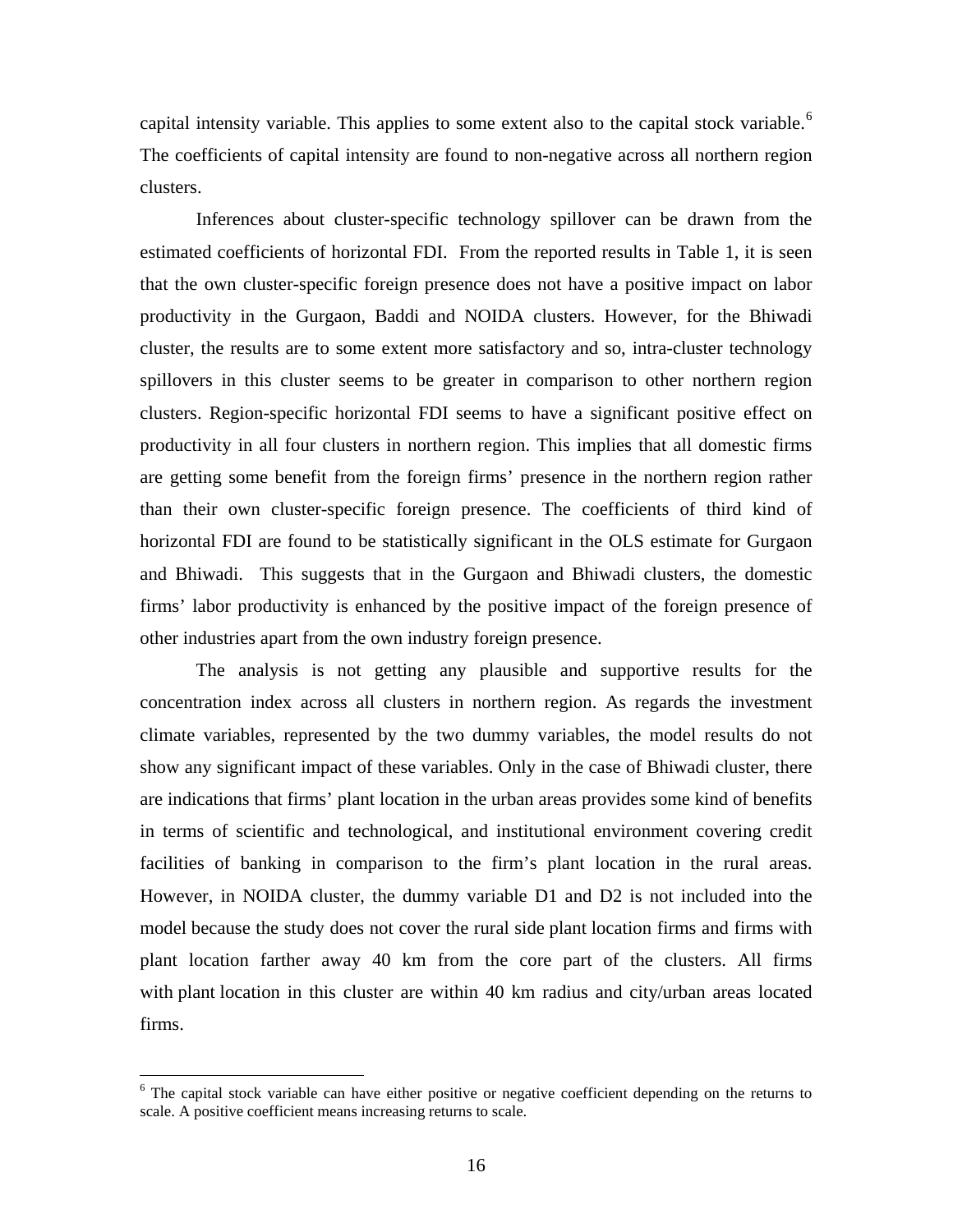capital intensity variable. This applies to some extent also to the capital stock variable.[6] The coefficients of capital intensity are found to non-negative across all northern region clusters.

Inferences about cluster-specific technology spillover can be drawn from the estimated coefficients of horizontal FDI. From the reported results in Table 1, it is seen that the own cluster-specific foreign presence does not have a positive impact on labor productivity in the Gurgaon, Baddi and NOIDA clusters. However, for the Bhiwadi cluster, the results are to some extent more satisfactory and so, intra-cluster technology spillovers in this cluster seems to be greater in comparison to other northern region clusters. Region-specific horizontal FDI seems to have a significant positive effect on productivity in all four clusters in northern region. This implies that all domestic firms are getting some benefit from the foreign firms' presence in the northern region rather than their own cluster-specific foreign presence. The coefficients of third kind of horizontal FDI are found to be statistically significant in the OLS estimate for Gurgaon and Bhiwadi. This suggests that in the Gurgaon and Bhiwadi clusters, the domestic firms' labor productivity is enhanced by the positive impact of the foreign presence of other industries apart from the own industry foreign presence.

The analysis is not getting any plausible and supportive results for the concentration index across all clusters in northern region. As regards the investment climate variables, represented by the two dummy variables, the model results do not show any significant impact of these variables. Only in the case of Bhiwadi cluster, there are indications that firms' plant location in the urban areas provides some kind of benefits in terms of scientific and technological, and institutional environment covering credit facilities of banking in comparison to the firm's plant location in the rural areas. However, in NOIDA cluster, the dummy variable D1 and D2 is not included into the model because the study does not cover the rural side plant location firms and firms with plant location farther away 40 km from the core part of the clusters. All firms with plant location in this cluster are within 40 km radius and city/urban areas located firms.

[6] The capital stock variable can have either positive or negative coefficient depending on the returns to scale. A positive coefficient means increasing returns to scale.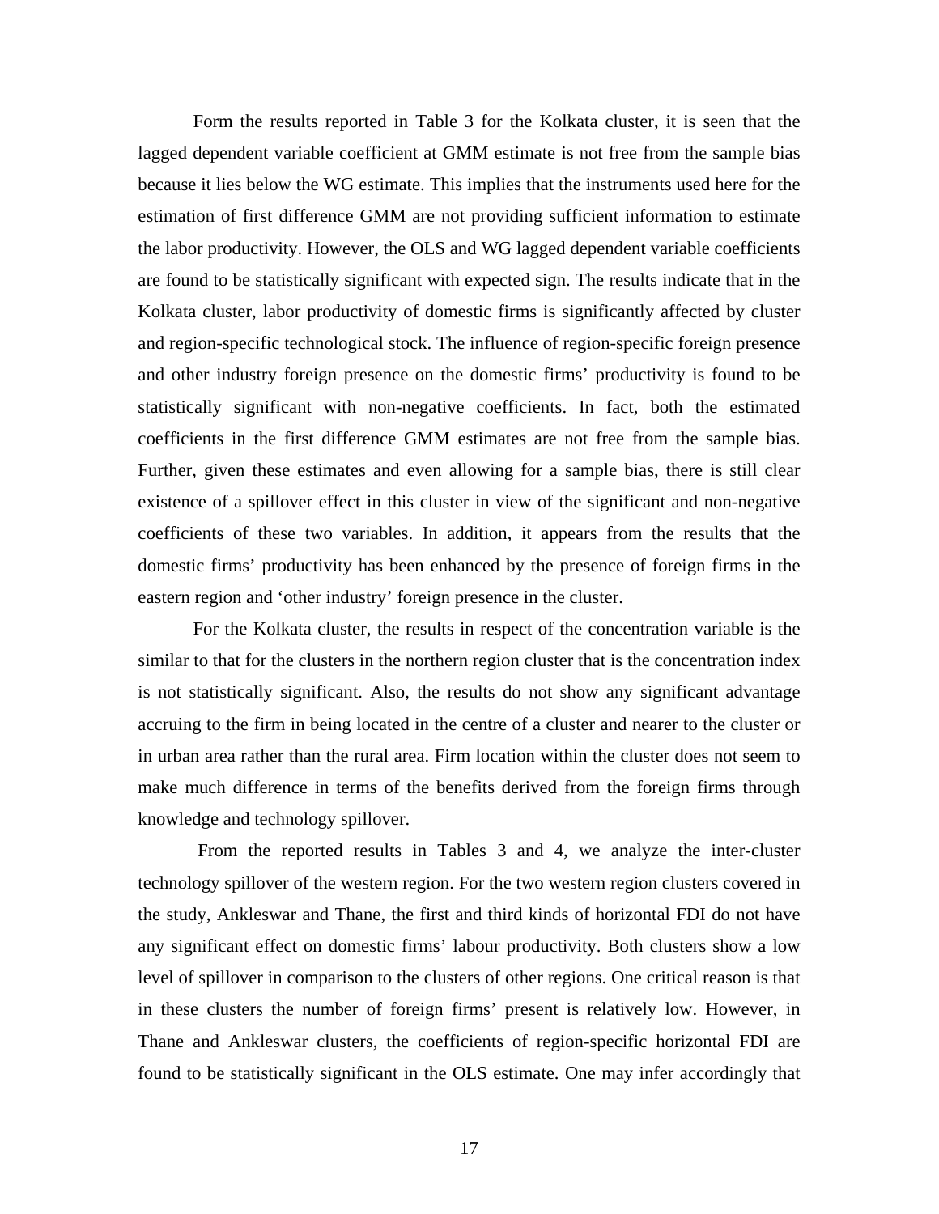Form the results reported in Table 3 for the Kolkata cluster, it is seen that the lagged dependent variable coefficient at GMM estimate is not free from the sample bias because it lies below the WG estimate. This implies that the instruments used here for the estimation of first difference GMM are not providing sufficient information to estimate the labor productivity. However, the OLS and WG lagged dependent variable coefficients are found to be statistically significant with expected sign. The results indicate that in the Kolkata cluster, labor productivity of domestic firms is significantly affected by cluster and region-specific technological stock. The influence of region-specific foreign presence and other industry foreign presence on the domestic firms' productivity is found to be statistically significant with non-negative coefficients. In fact, both the estimated coefficients in the first difference GMM estimates are not free from the sample bias. Further, given these estimates and even allowing for a sample bias, there is still clear existence of a spillover effect in this cluster in view of the significant and non-negative coefficients of these two variables. In addition, it appears from the results that the domestic firms' productivity has been enhanced by the presence of foreign firms in the eastern region and 'other industry' foreign presence in the cluster.

For the Kolkata cluster, the results in respect of the concentration variable is the similar to that for the clusters in the northern region cluster that is the concentration index is not statistically significant. Also, the results do not show any significant advantage accruing to the firm in being located in the centre of a cluster and nearer to the cluster or in urban area rather than the rural area. Firm location within the cluster does not seem to make much difference in terms of the benefits derived from the foreign firms through knowledge and technology spillover.

From the reported results in Tables 3 and 4, we analyze the inter-cluster technology spillover of the western region. For the two western region clusters covered in the study, Ankleswar and Thane, the first and third kinds of horizontal FDI do not have any significant effect on domestic firms' labour productivity. Both clusters show a low level of spillover in comparison to the clusters of other regions. One critical reason is that in these clusters the number of foreign firms' present is relatively low. However, in Thane and Ankleswar clusters, the coefficients of region-specific horizontal FDI are found to be statistically significant in the OLS estimate. One may infer accordingly that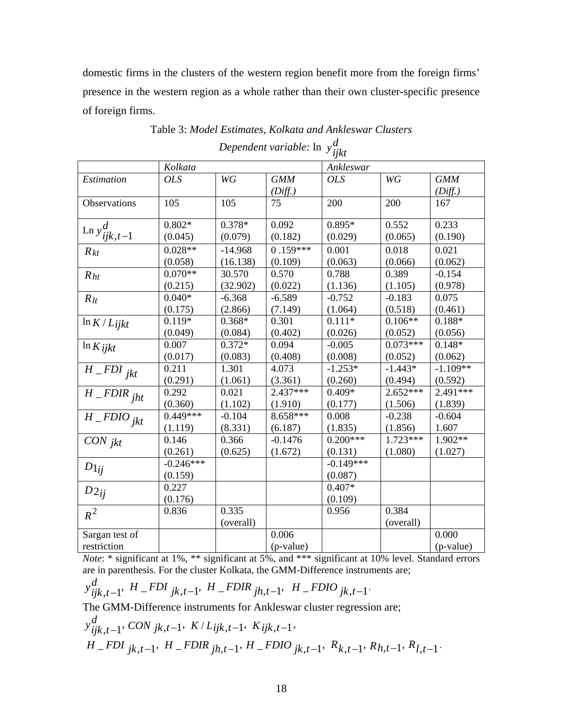domestic firms in the clusters of the western region benefit more from the foreign firms' presence in the western region as a whole rather than their own cluster-specific presence of foreign firms.

Table 3: *Model Estimates, Kolkata and Ankleswar Clusters*

*Dependent variable:* $\ln\ y^{d}_{ijkt}$

| | *Kolkata* | | | *Ankleswar* | | |
|---|---|---|---|---|---|---|
| *Estimation* | *OLS* | *WG* | *GMM (Diff.)* | *OLS* | *WG* | *GMM (Diff.)* |
| Observations | 105 | 105 | 75 | 200 | 200 | 167 |
| $\text{Ln}\ y^{d}_{ijk,t-1}$ | 0.802* (0.045) | 0.378* (0.079) | 0.092 (0.182) | 0.895* (0.029) | 0.552 (0.065) | 0.233 (0.190) |
| $R_{kt}$ | 0.028** (0.058) | -14.968 (16.138) | 0 .159*** (0.109) | 0.001 (0.063) | 0.018 (0.066) | 0.021 (0.062) |
| $R_{ht}$ | 0.070** (0.215) | 30.570 (32.902) | 0.570 (0.022) | 0.788 (1.136) | 0.389 (1.105) | -0.154 (0.978) |
| $R_{lt}$ | 0.040* (0.175) | -6.368 (2.866) | -6.589 (7.149) | -0.752 (1.064) | -0.183 (0.518) | 0.075 (0.461) |
| $\ln K/L_{ijkt}$ | 0.119* (0.049) | 0.368* (0.084) | 0.301 (0.402) | 0.111* (0.026) | 0.106** (0.052) | 0.188* (0.056) |
| $\ln K_{ijkt}$ | 0.007 (0.017) | 0.372* (0.083) | 0.094 (0.408) | -0.005 (0.008) | 0.073*** (0.052) | 0.148* (0.062) |
| $H\_FDI_{jkt}$ | 0.211 (0.291) | 1.301 (1.061) | 4.073 (3.361) | -1.253* (0.260) | -1.443* (0.494) | -1.109** (0.592) |
| $H\_FDIR_{jht}$ | 0.292 (0.360) | 0.021 (1.102) | 2.437*** (1.910) | 0.409* (0.177) | 2.652*** (1.506) | 2.491*** (1.839) |
| $H\_FDIO_{jkt}$ | 0.449*** (1.119) | -0.104 (8.331) | 8.658*** (6.187) | 0.008 (1.835) | -0.238 (1.856) | -0.604 1.607 |
| $CON_{jkt}$ | 0.146 (0.261) | 0.366 (0.625) | -0.1476 (1.672) | 0.200*** (0.131) | 1.723*** (1.080) | 1.902** (1.027) |
| $D1_{ij}$ | -0.246*** (0.159) | | | -0.149*** (0.087) | | |
| $D2_{ij}$ | 0.227 (0.176) | | | 0.407* (0.109) | | |
| $R^2$ | 0.836 | 0.335 (overall) | | 0.956 | 0.384 (overall) | |
| Sargan test of restriction | | | 0.006 (p-value) | | | 0.000 (p-value) |

*Note*: * significant at 1%, ** significant at 5%, and *** significant at 10% level. Standard errors are in parenthesis. For the cluster Kolkata, the GMM-Difference instruments are;

$y^{d}_{ijk,t-1},\ H\_FDI_{jk,t-1},\ H\_FDIR_{jh,t-1},\ H\_FDIO_{jk,t-1}.$

The GMM-Difference instruments for Ankleswar cluster regression are;

$y^{d}_{ijk,t-1},\ CON_{jk,t-1},\ K/L_{ijk,t-1},\ K_{ijk,t-1},$

$H\_FDI_{jk,t-1},\ H\_FDIR_{jh,t-1},\ H\_FDIO_{jk,t-1},\ R_{k,t-1},\ R_{h,t-1},\ R_{l,t-1}.$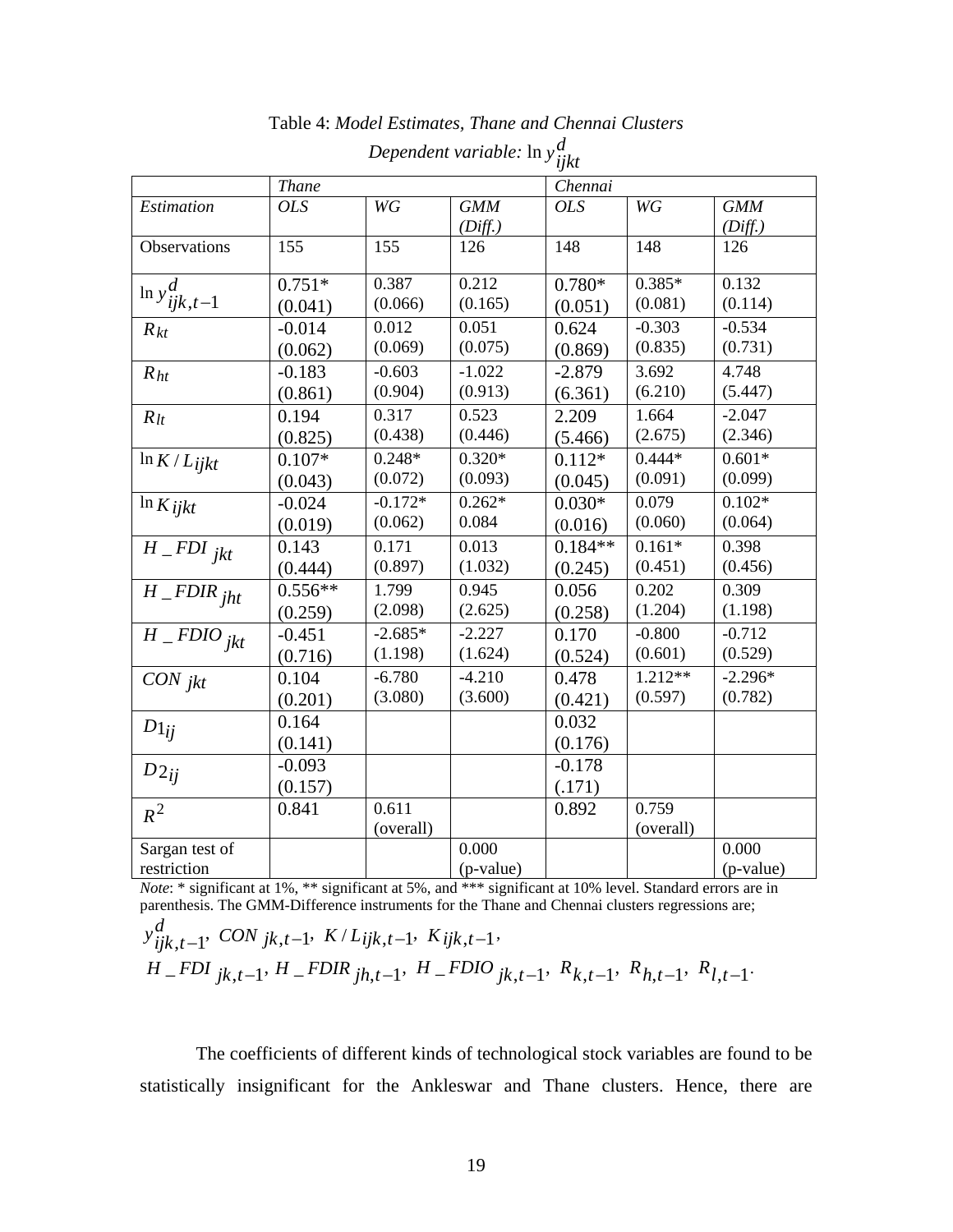Table 4: *Model Estimates, Thane and Chennai Clusters*

*Dependent variable:* $\ln y^{d}_{ijkt}$

| | *Thane* | | | *Chennai* | | |
|---|---|---|---|---|---|---|
| *Estimation* | *OLS* | *WG* | *GMM (Diff.)* | *OLS* | *WG* | *GMM (Diff.)* |
| Observations | 155 | 155 | 126 | 148 | 148 | 126 |
| $\ln y^{d}_{ijk,t-1}$ | 0.751* (0.041) | 0.387 (0.066) | 0.212 (0.165) | 0.780* (0.051) | 0.385* (0.081) | 0.132 (0.114) |
| $R_{kt}$ | -0.014 (0.062) | 0.012 (0.069) | 0.051 (0.075) | 0.624 (0.869) | -0.303 (0.835) | -0.534 (0.731) |
| $R_{ht}$ | -0.183 (0.861) | -0.603 (0.904) | -1.022 (0.913) | -2.879 (6.361) | 3.692 (6.210) | 4.748 (5.447) |
| $R_{lt}$ | 0.194 (0.825) | 0.317 (0.438) | 0.523 (0.446) | 2.209 (5.466) | 1.664 (2.675) | -2.047 (2.346) |
| $\ln K/L_{ijkt}$ | 0.107* (0.043) | 0.248* (0.072) | 0.320* (0.093) | 0.112* (0.045) | 0.444* (0.091) | 0.601* (0.099) |
| $\ln K_{ijkt}$ | -0.024 (0.019) | -0.172* (0.062) | 0.262* 0.084 | 0.030* (0.016) | 0.079 (0.060) | 0.102* (0.064) |
| $H\_FDI_{jkt}$ | 0.143 (0.444) | 0.171 (0.897) | 0.013 (1.032) | 0.184** (0.245) | 0.161* (0.451) | 0.398 (0.456) |
| $H\_FDIR_{jht}$ | 0.556** (0.259) | 1.799 (2.098) | 0.945 (2.625) | 0.056 (0.258) | 0.202 (1.204) | 0.309 (1.198) |
| $H\_FDIO_{jkt}$ | -0.451 (0.716) | -2.685* (1.198) | -2.227 (1.624) | 0.170 (0.524) | -0.800 (0.601) | -0.712 (0.529) |
| $CON_{jkt}$ | 0.104 (0.201) | -6.780 (3.080) | -4.210 (3.600) | 0.478 (0.421) | 1.212** (0.597) | -2.296* (0.782) |
| $D1_{ij}$ | 0.164 (0.141) | | | 0.032 (0.176) | | |
| $D2_{ij}$ | -0.093 (0.157) | | | -0.178 (.171) | | |
| $R^2$ | 0.841 | 0.611 (overall) | | 0.892 | 0.759 (overall) | |
| Sargan test of restriction | | | 0.000 (p-value) | | | 0.000 (p-value) |

*Note*: * significant at 1%, ** significant at 5%, and *** significant at 10% level. Standard errors are in parenthesis. The GMM-Difference instruments for the Thane and Chennai clusters regressions are;

$y^{d}_{ijk,t-1},\ CON_{jk,t-1},\ K/L_{ijk,t-1},\ K_{ijk,t-1},$

$H\_FDI_{jk,t-1},\ H\_FDIR_{jh,t-1},\ H\_FDIO_{jk,t-1},\ R_{k,t-1},\ R_{h,t-1},\ R_{l,t-1}.$

The coefficients of different kinds of technological stock variables are found to be statistically insignificant for the Ankleswar and Thane clusters. Hence, there are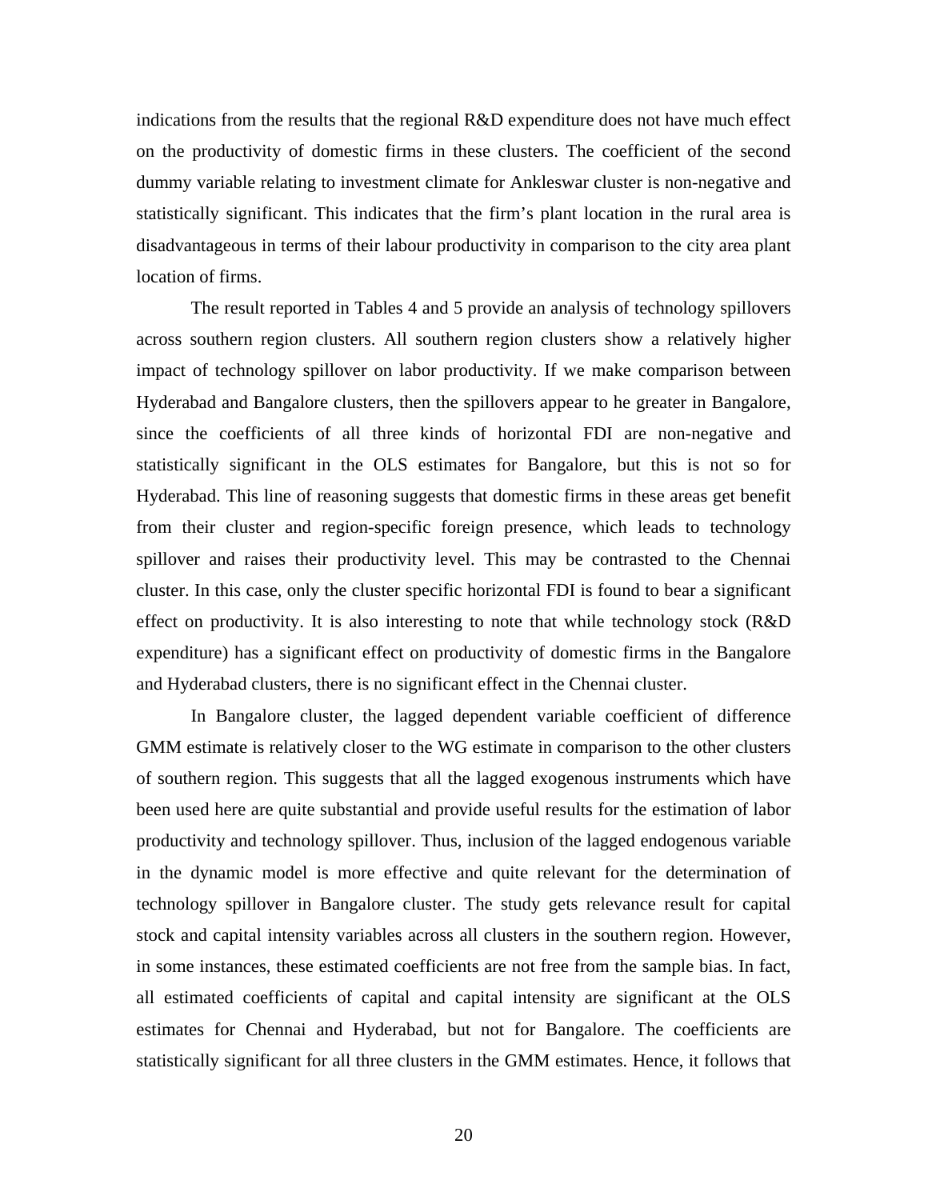indications from the results that the regional R&D expenditure does not have much effect on the productivity of domestic firms in these clusters. The coefficient of the second dummy variable relating to investment climate for Ankleswar cluster is non-negative and statistically significant. This indicates that the firm's plant location in the rural area is disadvantageous in terms of their labour productivity in comparison to the city area plant location of firms.

The result reported in Tables 4 and 5 provide an analysis of technology spillovers across southern region clusters. All southern region clusters show a relatively higher impact of technology spillover on labor productivity. If we make comparison between Hyderabad and Bangalore clusters, then the spillovers appear to he greater in Bangalore, since the coefficients of all three kinds of horizontal FDI are non-negative and statistically significant in the OLS estimates for Bangalore, but this is not so for Hyderabad. This line of reasoning suggests that domestic firms in these areas get benefit from their cluster and region-specific foreign presence, which leads to technology spillover and raises their productivity level. This may be contrasted to the Chennai cluster. In this case, only the cluster specific horizontal FDI is found to bear a significant effect on productivity. It is also interesting to note that while technology stock (R&D expenditure) has a significant effect on productivity of domestic firms in the Bangalore and Hyderabad clusters, there is no significant effect in the Chennai cluster.

In Bangalore cluster, the lagged dependent variable coefficient of difference GMM estimate is relatively closer to the WG estimate in comparison to the other clusters of southern region. This suggests that all the lagged exogenous instruments which have been used here are quite substantial and provide useful results for the estimation of labor productivity and technology spillover. Thus, inclusion of the lagged endogenous variable in the dynamic model is more effective and quite relevant for the determination of technology spillover in Bangalore cluster. The study gets relevance result for capital stock and capital intensity variables across all clusters in the southern region. However, in some instances, these estimated coefficients are not free from the sample bias. In fact, all estimated coefficients of capital and capital intensity are significant at the OLS estimates for Chennai and Hyderabad, but not for Bangalore. The coefficients are statistically significant for all three clusters in the GMM estimates. Hence, it follows that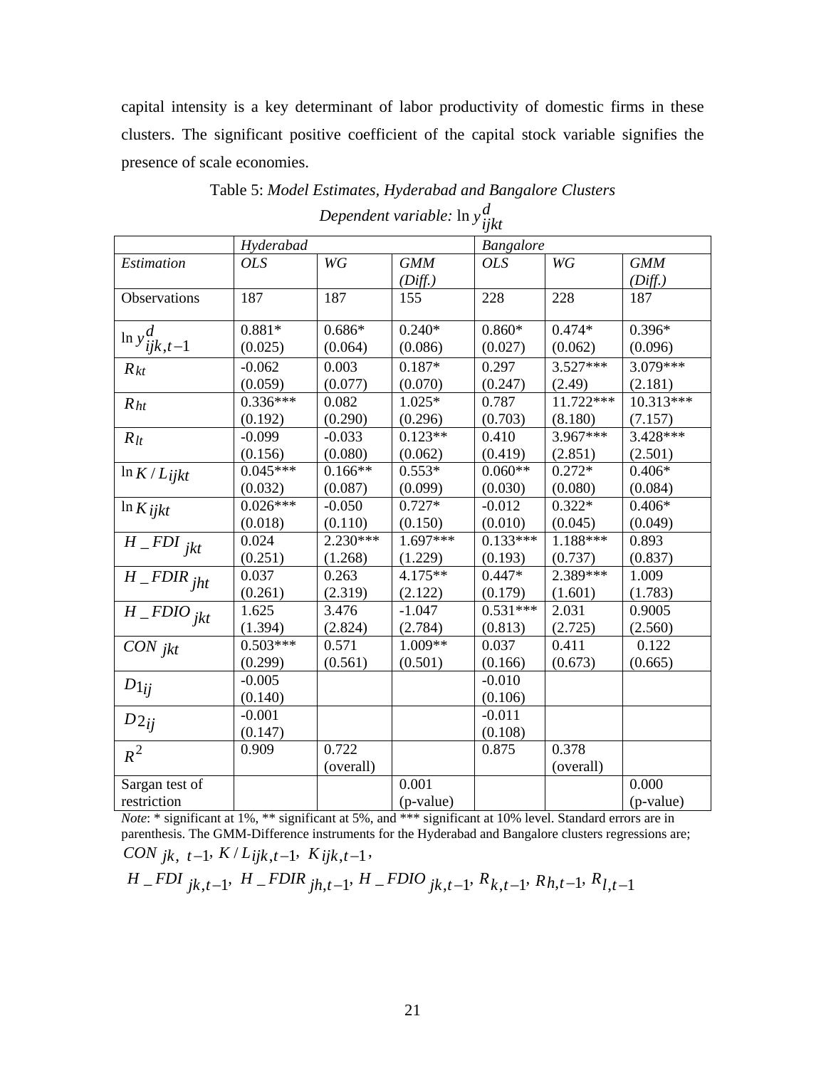capital intensity is a key determinant of labor productivity of domestic firms in these clusters. The significant positive coefficient of the capital stock variable signifies the presence of scale economies.

Table 5: *Model Estimates, Hyderabad and Bangalore Clusters*

*Dependent variable:* $\ln y^{d}_{ijkt}$

| | *Hyderabad* | | | *Bangalore* | | |
|---|---|---|---|---|---|---|
| *Estimation* | *OLS* | *WG* | *GMM (Diff.)* | *OLS* | *WG* | *GMM (Diff.)* |
| Observations | 187 | 187 | 155 | 228 | 228 | 187 |
| $\ln y^{d}_{ijk,t-1}$ | 0.881* (0.025) | 0.686* (0.064) | 0.240* (0.086) | 0.860* (0.027) | 0.474* (0.062) | 0.396* (0.096) |
| $R_{kt}$ | -0.062 (0.059) | 0.003 (0.077) | 0.187* (0.070) | 0.297 (0.247) | 3.527*** (2.49) | 3.079*** (2.181) |
| $R_{ht}$ | 0.336*** (0.192) | 0.082 (0.290) | 1.025* (0.296) | 0.787 (0.703) | 11.722*** (8.180) | 10.313*** (7.157) |
| $R_{lt}$ | -0.099 (0.156) | -0.033 (0.080) | 0.123** (0.062) | 0.410 (0.419) | 3.967*** (2.851) | 3.428*** (2.501) |
| $\ln K/L_{ijkt}$ | 0.045*** (0.032) | 0.166** (0.087) | 0.553* (0.099) | 0.060** (0.030) | 0.272* (0.080) | 0.406* (0.084) |
| $\ln K_{ijkt}$ | 0.026*** (0.018) | -0.050 (0.110) | 0.727* (0.150) | -0.012 (0.010) | 0.322* (0.045) | 0.406* (0.049) |
| $H\_FDI_{jkt}$ | 0.024 (0.251) | 2.230*** (1.268) | 1.697*** (1.229) | 0.133*** (0.193) | 1.188*** (0.737) | 0.893 (0.837) |
| $H\_FDIR_{jht}$ | 0.037 (0.261) | 0.263 (2.319) | 4.175** (2.122) | 0.447* (0.179) | 2.389*** (1.601) | 1.009 (1.783) |
| $H\_FDIO_{jkt}$ | 1.625 (1.394) | 3.476 (2.824) | -1.047 (2.784) | 0.531*** (0.813) | 2.031 (2.725) | 0.9005 (2.560) |
| $CON_{jkt}$ | 0.503*** (0.299) | 0.571 (0.561) | 1.009** (0.501) | 0.037 (0.166) | 0.411 (0.673) | 0.122 (0.665) |
| $D1_{ij}$ | -0.005 (0.140) | | | -0.010 (0.106) | | |
| $D2_{ij}$ | -0.001 (0.147) | | | -0.011 (0.108) | | |
| $R^2$ | 0.909 | 0.722 (overall) | | 0.875 | 0.378 (overall) | |
| Sargan test of restriction | | | 0.001 (p-value) | | | 0.000 (p-value) |

*Note*: * significant at 1%, ** significant at 5%, and *** significant at 10% level. Standard errors are in parenthesis. The GMM-Difference instruments for the Hyderabad and Bangalore clusters regressions are; $CON_{jk,\ t-1}$, $K/L_{ijk,t-1}$, $K_{ijk,t-1}$,

$H\_FDI_{jk,t-1}$, $H\_FDIR_{jh,t-1}$, $H\_FDIO_{jk,t-1}$, $R_{k,t-1}$, $R_{h,t-1}$, $R_{l,t-1}$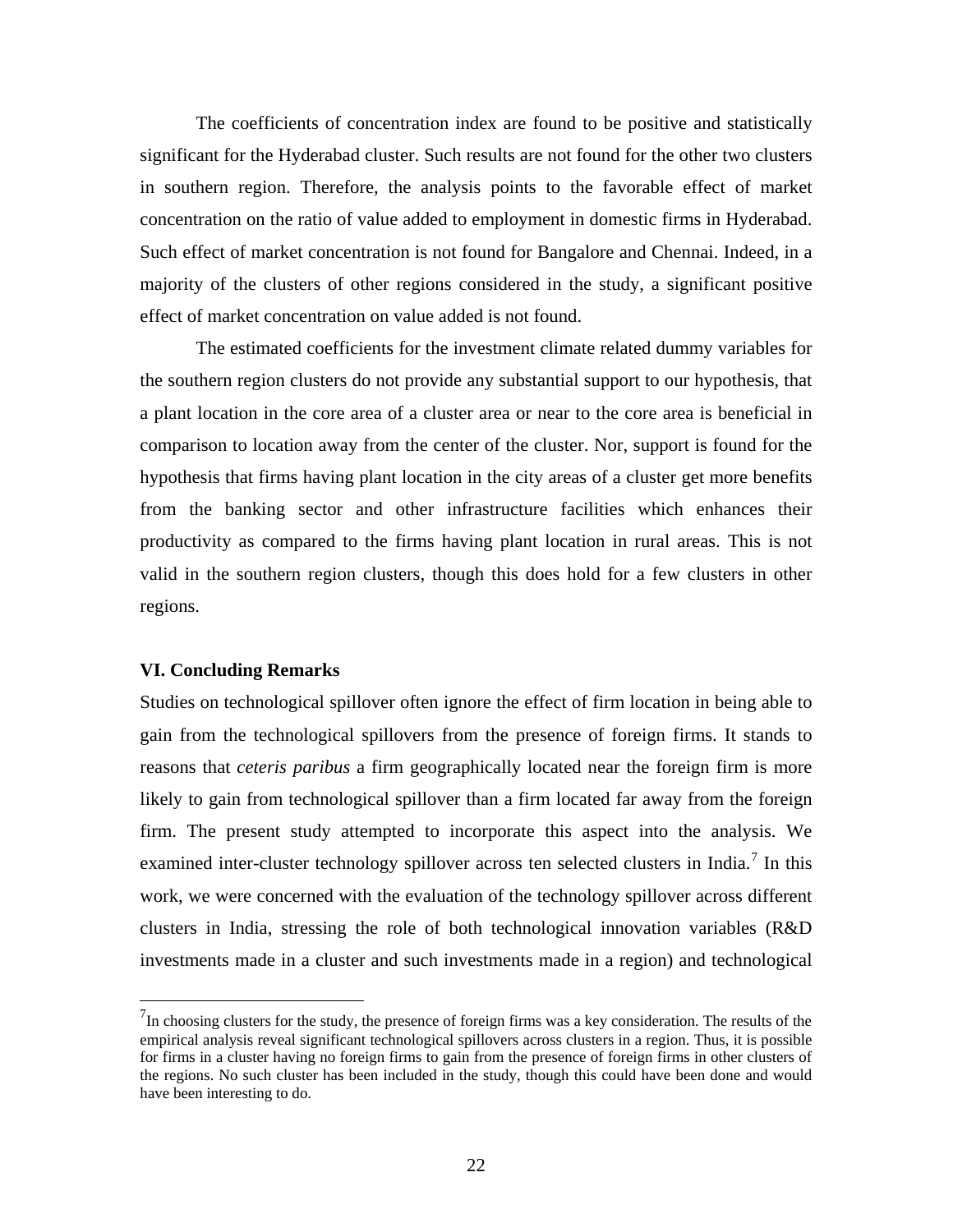The coefficients of concentration index are found to be positive and statistically significant for the Hyderabad cluster. Such results are not found for the other two clusters in southern region. Therefore, the analysis points to the favorable effect of market concentration on the ratio of value added to employment in domestic firms in Hyderabad. Such effect of market concentration is not found for Bangalore and Chennai. Indeed, in a majority of the clusters of other regions considered in the study, a significant positive effect of market concentration on value added is not found.

The estimated coefficients for the investment climate related dummy variables for the southern region clusters do not provide any substantial support to our hypothesis, that a plant location in the core area of a cluster area or near to the core area is beneficial in comparison to location away from the center of the cluster. Nor, support is found for the hypothesis that firms having plant location in the city areas of a cluster get more benefits from the banking sector and other infrastructure facilities which enhances their productivity as compared to the firms having plant location in rural areas. This is not valid in the southern region clusters, though this does hold for a few clusters in other regions.

### VI. Concluding Remarks

Studies on technological spillover often ignore the effect of firm location in being able to gain from the technological spillovers from the presence of foreign firms. It stands to reasons that *ceteris paribus* a firm geographically located near the foreign firm is more likely to gain from technological spillover than a firm located far away from the foreign firm. The present study attempted to incorporate this aspect into the analysis. We examined inter-cluster technology spillover across ten selected clusters in India.[7] In this work, we were concerned with the evaluation of the technology spillover across different clusters in India, stressing the role of both technological innovation variables (R&D investments made in a cluster and such investments made in a region) and technological

---

[7] In choosing clusters for the study, the presence of foreign firms was a key consideration. The results of the empirical analysis reveal significant technological spillovers across clusters in a region. Thus, it is possible for firms in a cluster having no foreign firms to gain from the presence of foreign firms in other clusters of the regions. No such cluster has been included in the study, though this could have been done and would have been interesting to do.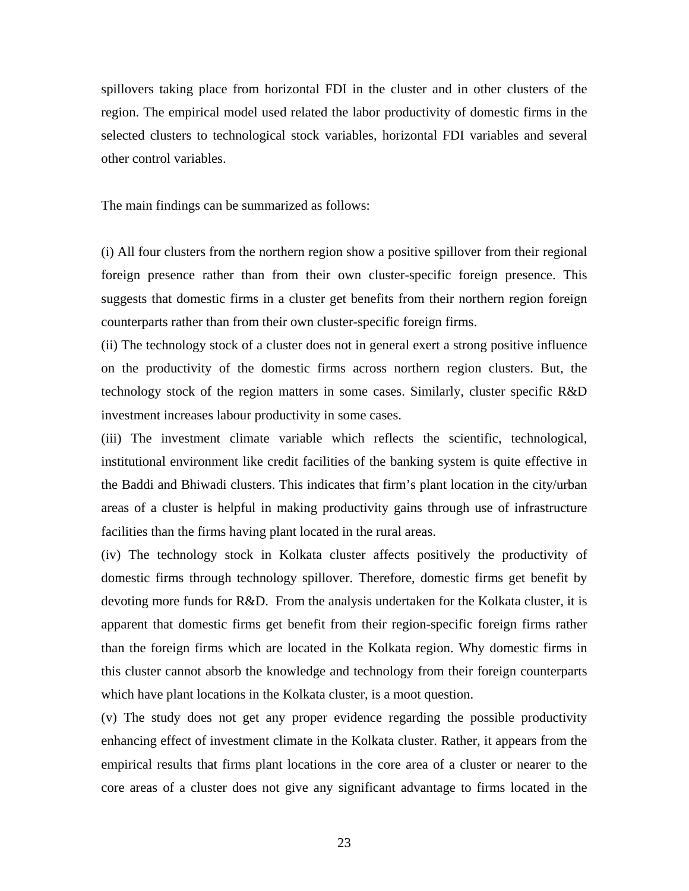spillovers taking place from horizontal FDI in the cluster and in other clusters of the region. The empirical model used related the labor productivity of domestic firms in the selected clusters to technological stock variables, horizontal FDI variables and several other control variables.

The main findings can be summarized as follows:

(i) All four clusters from the northern region show a positive spillover from their regional foreign presence rather than from their own cluster-specific foreign presence. This suggests that domestic firms in a cluster get benefits from their northern region foreign counterparts rather than from their own cluster-specific foreign firms.

(ii) The technology stock of a cluster does not in general exert a strong positive influence on the productivity of the domestic firms across northern region clusters. But, the technology stock of the region matters in some cases. Similarly, cluster specific R&D investment increases labour productivity in some cases.

(iii) The investment climate variable which reflects the scientific, technological, institutional environment like credit facilities of the banking system is quite effective in the Baddi and Bhiwadi clusters. This indicates that firm's plant location in the city/urban areas of a cluster is helpful in making productivity gains through use of infrastructure facilities than the firms having plant located in the rural areas.

(iv) The technology stock in Kolkata cluster affects positively the productivity of domestic firms through technology spillover. Therefore, domestic firms get benefit by devoting more funds for R&D. From the analysis undertaken for the Kolkata cluster, it is apparent that domestic firms get benefit from their region-specific foreign firms rather than the foreign firms which are located in the Kolkata region. Why domestic firms in this cluster cannot absorb the knowledge and technology from their foreign counterparts which have plant locations in the Kolkata cluster, is a moot question.

(v) The study does not get any proper evidence regarding the possible productivity enhancing effect of investment climate in the Kolkata cluster. Rather, it appears from the empirical results that firms plant locations in the core area of a cluster or nearer to the core areas of a cluster does not give any significant advantage to firms located in the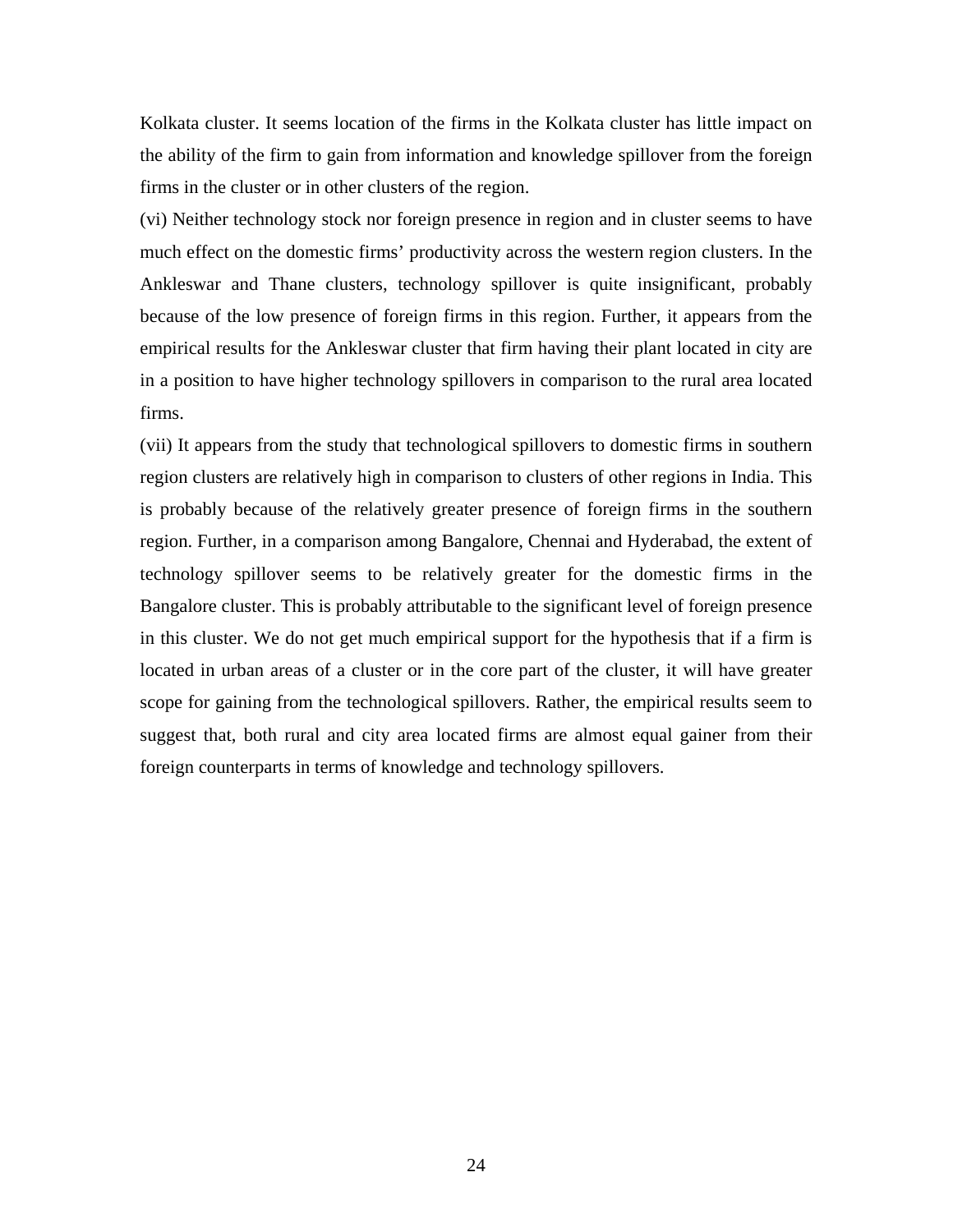Kolkata cluster. It seems location of the firms in the Kolkata cluster has little impact on the ability of the firm to gain from information and knowledge spillover from the foreign firms in the cluster or in other clusters of the region.

(vi) Neither technology stock nor foreign presence in region and in cluster seems to have much effect on the domestic firms' productivity across the western region clusters. In the Ankleswar and Thane clusters, technology spillover is quite insignificant, probably because of the low presence of foreign firms in this region. Further, it appears from the empirical results for the Ankleswar cluster that firm having their plant located in city are in a position to have higher technology spillovers in comparison to the rural area located firms.

(vii) It appears from the study that technological spillovers to domestic firms in southern region clusters are relatively high in comparison to clusters of other regions in India. This is probably because of the relatively greater presence of foreign firms in the southern region. Further, in a comparison among Bangalore, Chennai and Hyderabad, the extent of technology spillover seems to be relatively greater for the domestic firms in the Bangalore cluster. This is probably attributable to the significant level of foreign presence in this cluster. We do not get much empirical support for the hypothesis that if a firm is located in urban areas of a cluster or in the core part of the cluster, it will have greater scope for gaining from the technological spillovers. Rather, the empirical results seem to suggest that, both rural and city area located firms are almost equal gainer from their foreign counterparts in terms of knowledge and technology spillovers.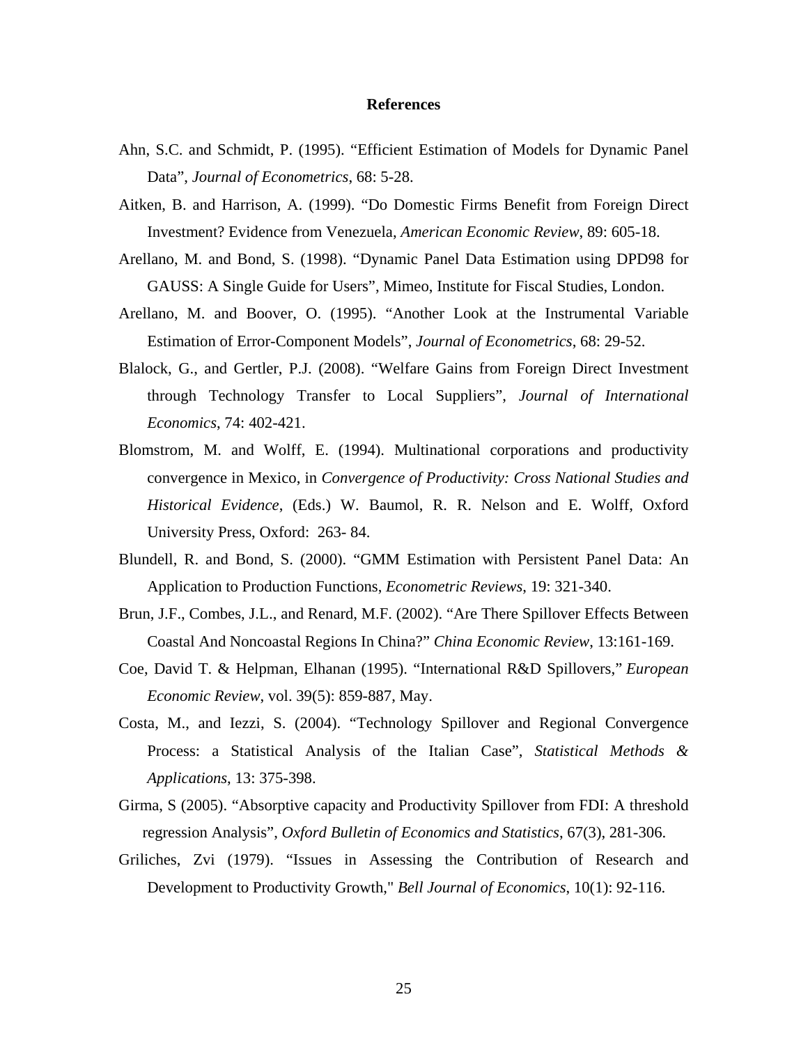# References

Ahn, S.C. and Schmidt, P. (1995). “Efficient Estimation of Models for Dynamic Panel Data”, *Journal of Econometrics*, 68: 5-28.

Aitken, B. and Harrison, A. (1999). “Do Domestic Firms Benefit from Foreign Direct Investment? Evidence from Venezuela, *American Economic Review*, 89: 605-18.

Arellano, M. and Bond, S. (1998). “Dynamic Panel Data Estimation using DPD98 for GAUSS: A Single Guide for Users”, Mimeo, Institute for Fiscal Studies, London.

Arellano, M. and Boover, O. (1995). “Another Look at the Instrumental Variable Estimation of Error-Component Models”, *Journal of Econometrics*, 68: 29-52.

Blalock, G., and Gertler, P.J. (2008). “Welfare Gains from Foreign Direct Investment through Technology Transfer to Local Suppliers”, *Journal of International Economics*, 74: 402-421.

Blomstrom, M. and Wolff, E. (1994). Multinational corporations and productivity convergence in Mexico, in *Convergence of Productivity: Cross National Studies and Historical Evidence*, (Eds.) W. Baumol, R. R. Nelson and E. Wolff, Oxford University Press, Oxford: 263- 84.

Blundell, R. and Bond, S. (2000). “GMM Estimation with Persistent Panel Data: An Application to Production Functions, *Econometric Reviews*, 19: 321-340.

Brun, J.F., Combes, J.L., and Renard, M.F. (2002). “Are There Spillover Effects Between Coastal And Noncoastal Regions In China?” *China Economic Review*, 13:161-169.

Coe, David T. & Helpman, Elhanan (1995). “International R&D Spillovers,” *European Economic Review*, vol. 39(5): 859-887, May.

Costa, M., and Iezzi, S. (2004). “Technology Spillover and Regional Convergence Process: a Statistical Analysis of the Italian Case”, *Statistical Methods & Applications*, 13: 375-398.

Girma, S (2005). “Absorptive capacity and Productivity Spillover from FDI: A threshold regression Analysis”, *Oxford Bulletin of Economics and Statistics*, 67(3), 281-306.

Griliches, Zvi (1979). “Issues in Assessing the Contribution of Research and Development to Productivity Growth," *Bell Journal of Economics*, 10(1): 92-116.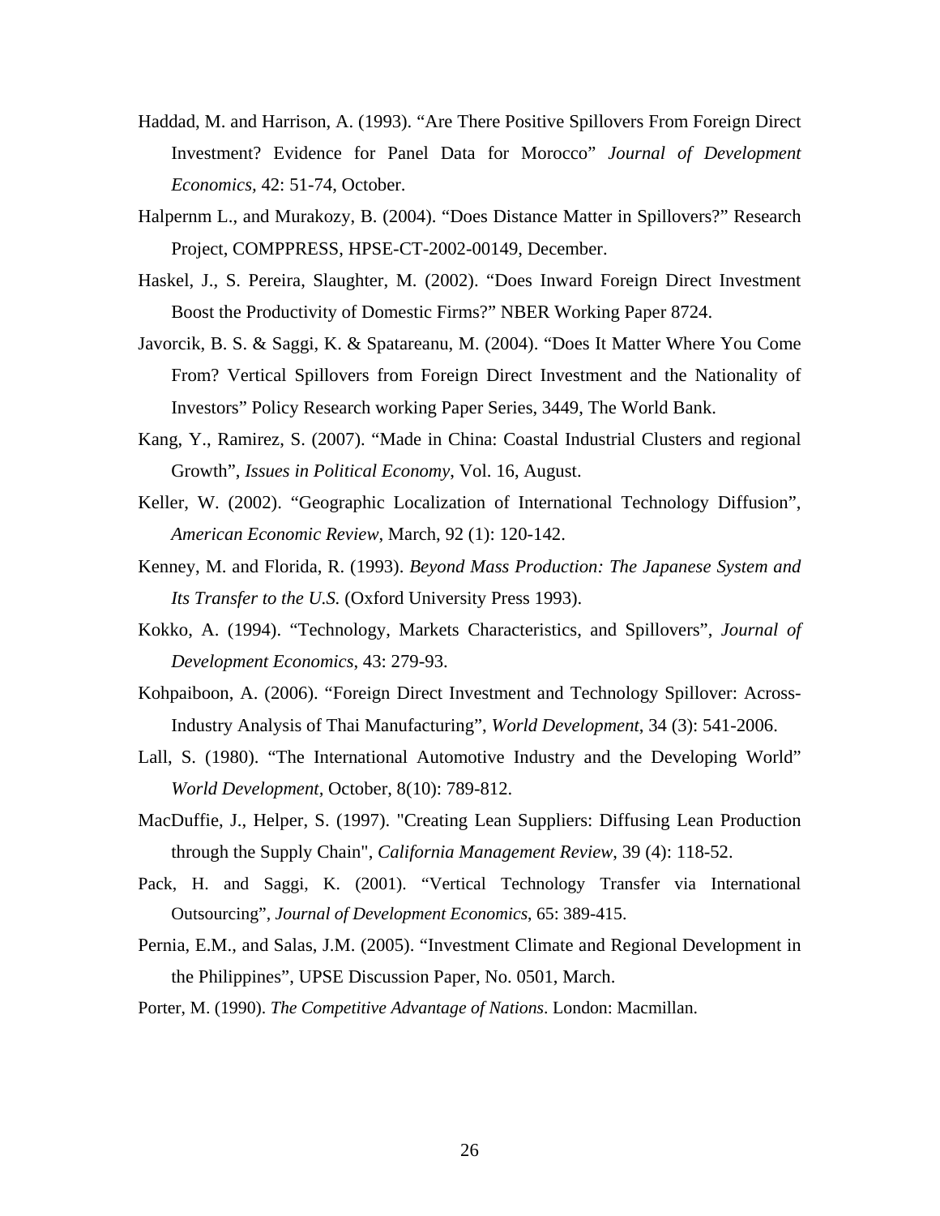Haddad, M. and Harrison, A. (1993). “Are There Positive Spillovers From Foreign Direct Investment? Evidence for Panel Data for Morocco” *Journal of Development Economics*, 42: 51-74, October.

Halpernm L., and Murakozy, B. (2004). “Does Distance Matter in Spillovers?” Research Project, COMPPRESS, HPSE-CT-2002-00149, December.

Haskel, J., S. Pereira, Slaughter, M. (2002). “Does Inward Foreign Direct Investment Boost the Productivity of Domestic Firms?” NBER Working Paper 8724.

Javorcik, B. S. & Saggi, K. & Spatareanu, M. (2004). “Does It Matter Where You Come From? Vertical Spillovers from Foreign Direct Investment and the Nationality of Investors” Policy Research working Paper Series, 3449, The World Bank.

Kang, Y., Ramirez, S. (2007). “Made in China: Coastal Industrial Clusters and regional Growth”, *Issues in Political Economy*, Vol. 16, August.

Keller, W. (2002). “Geographic Localization of International Technology Diffusion”, *American Economic Review*, March, 92 (1): 120-142.

Kenney, M. and Florida, R. (1993). *Beyond Mass Production: The Japanese System and Its Transfer to the U.S.* (Oxford University Press 1993).

Kokko, A. (1994). “Technology, Markets Characteristics, and Spillovers”, *Journal of Development Economics*, 43: 279-93.

Kohpaiboon, A. (2006). “Foreign Direct Investment and Technology Spillover: Across-Industry Analysis of Thai Manufacturing”, *World Development*, 34 (3): 541-2006.

Lall, S. (1980). “The International Automotive Industry and the Developing World” *World Development*, October, 8(10): 789-812.

MacDuffie, J., Helper, S. (1997). "Creating Lean Suppliers: Diffusing Lean Production through the Supply Chain", *California Management Review*, 39 (4): 118-52.

Pack, H. and Saggi, K. (2001). “Vertical Technology Transfer via International Outsourcing”, *Journal of Development Economics*, 65: 389-415.

Pernia, E.M., and Salas, J.M. (2005). “Investment Climate and Regional Development in the Philippines”, UPSE Discussion Paper, No. 0501, March.

Porter, M. (1990). *The Competitive Advantage of Nations*. London: Macmillan.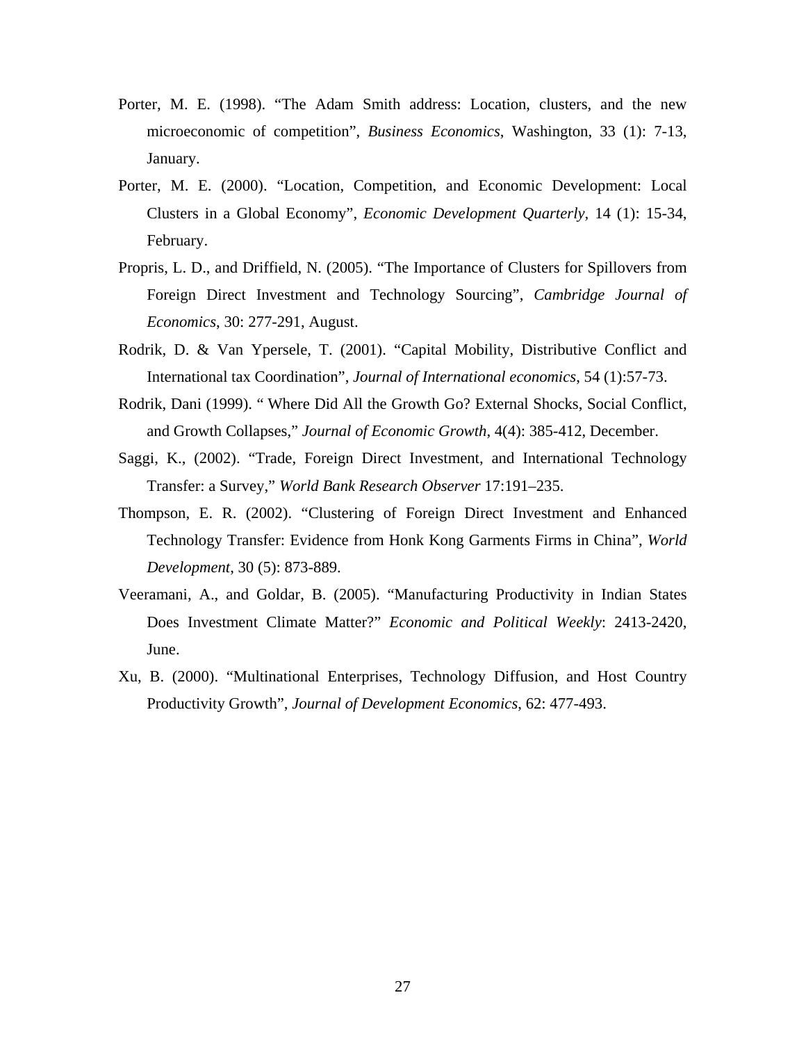Porter, M. E. (1998). “The Adam Smith address: Location, clusters, and the new microeconomic of competition”, *Business Economics*, Washington, 33 (1): 7-13, January.

Porter, M. E. (2000). “Location, Competition, and Economic Development: Local Clusters in a Global Economy”, *Economic Development Quarterly*, 14 (1): 15-34, February.

Propris, L. D., and Driffield, N. (2005). “The Importance of Clusters for Spillovers from Foreign Direct Investment and Technology Sourcing”, *Cambridge Journal of Economics*, 30: 277-291, August.

Rodrik, D. & Van Ypersele, T. (2001). “Capital Mobility, Distributive Conflict and International tax Coordination”, *Journal of International economics*, 54 (1):57-73.

Rodrik, Dani (1999). “ Where Did All the Growth Go? External Shocks, Social Conflict, and Growth Collapses,” *Journal of Economic Growth*, 4(4): 385-412, December.

Saggi, K., (2002). “Trade, Foreign Direct Investment, and International Technology Transfer: a Survey,” *World Bank Research Observer* 17:191–235.

Thompson, E. R. (2002). “Clustering of Foreign Direct Investment and Enhanced Technology Transfer: Evidence from Honk Kong Garments Firms in China”, *World Development*, 30 (5): 873-889.

Veeramani, A., and Goldar, B. (2005). “Manufacturing Productivity in Indian States Does Investment Climate Matter?” *Economic and Political Weekly*: 2413-2420, June.

Xu, B. (2000). “Multinational Enterprises, Technology Diffusion, and Host Country Productivity Growth”, *Journal of Development Economics*, 62: 477-493.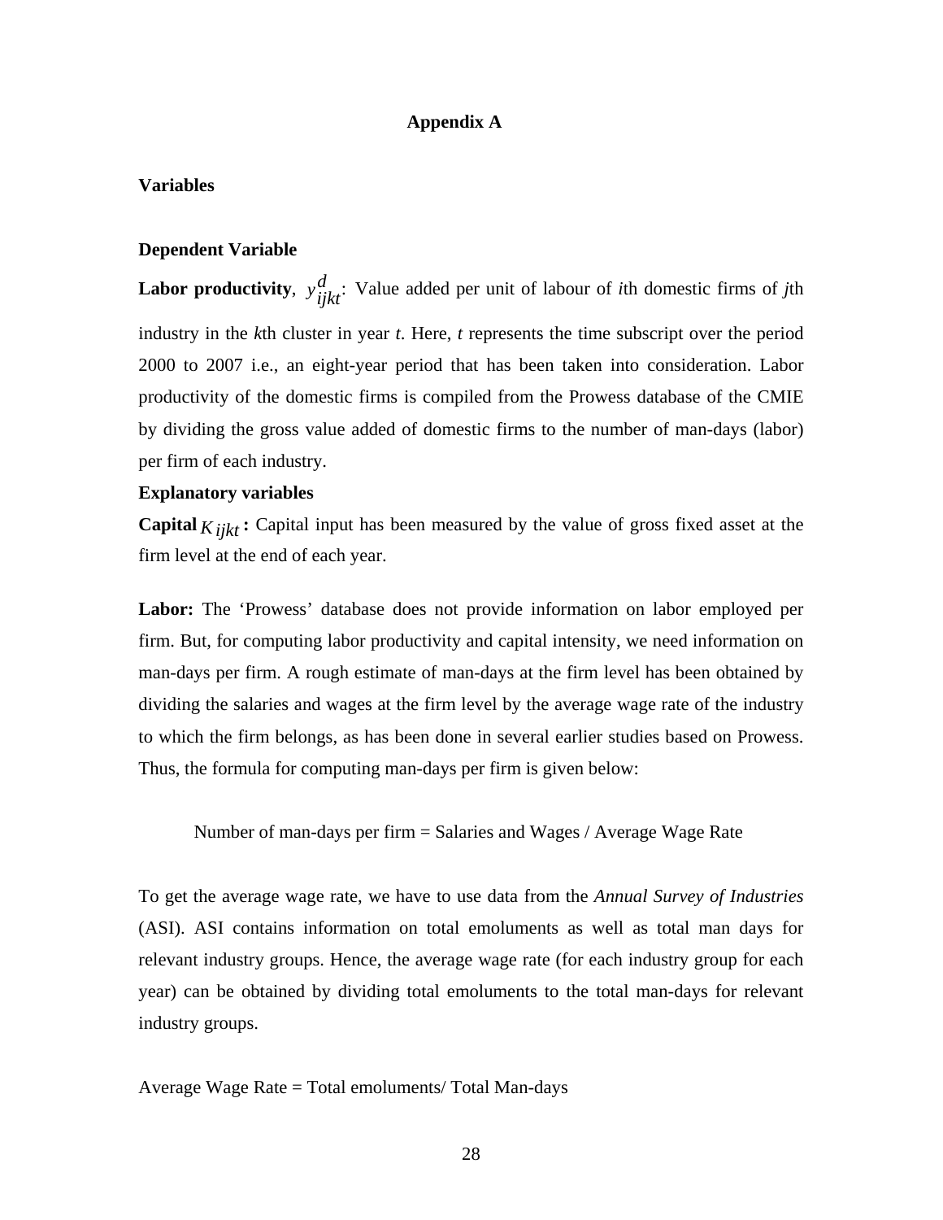## Appendix A

### Variables

#### Dependent Variable

**Labor productivity**, $y_{ijkt}^{d}$: Value added per unit of labour of *i*th domestic firms of *j*th industry in the *k*th cluster in year *t*. Here, *t* represents the time subscript over the period 2000 to 2007 i.e., an eight-year period that has been taken into consideration. Labor productivity of the domestic firms is compiled from the Prowess database of the CMIE by dividing the gross value added of domestic firms to the number of man-days (labor) per firm of each industry.

#### Explanatory variables

**Capital** $K_{ijkt}$ **:** Capital input has been measured by the value of gross fixed asset at the firm level at the end of each year.

**Labor:** The 'Prowess' database does not provide information on labor employed per firm. But, for computing labor productivity and capital intensity, we need information on man-days per firm. A rough estimate of man-days at the firm level has been obtained by dividing the salaries and wages at the firm level by the average wage rate of the industry to which the firm belongs, as has been done in several earlier studies based on Prowess. Thus, the formula for computing man-days per firm is given below:

Number of man-days per firm = Salaries and Wages / Average Wage Rate

To get the average wage rate, we have to use data from the *Annual Survey of Industries* (ASI). ASI contains information on total emoluments as well as total man days for relevant industry groups. Hence, the average wage rate (for each industry group for each year) can be obtained by dividing total emoluments to the total man-days for relevant industry groups.

Average Wage Rate = Total emoluments/ Total Man-days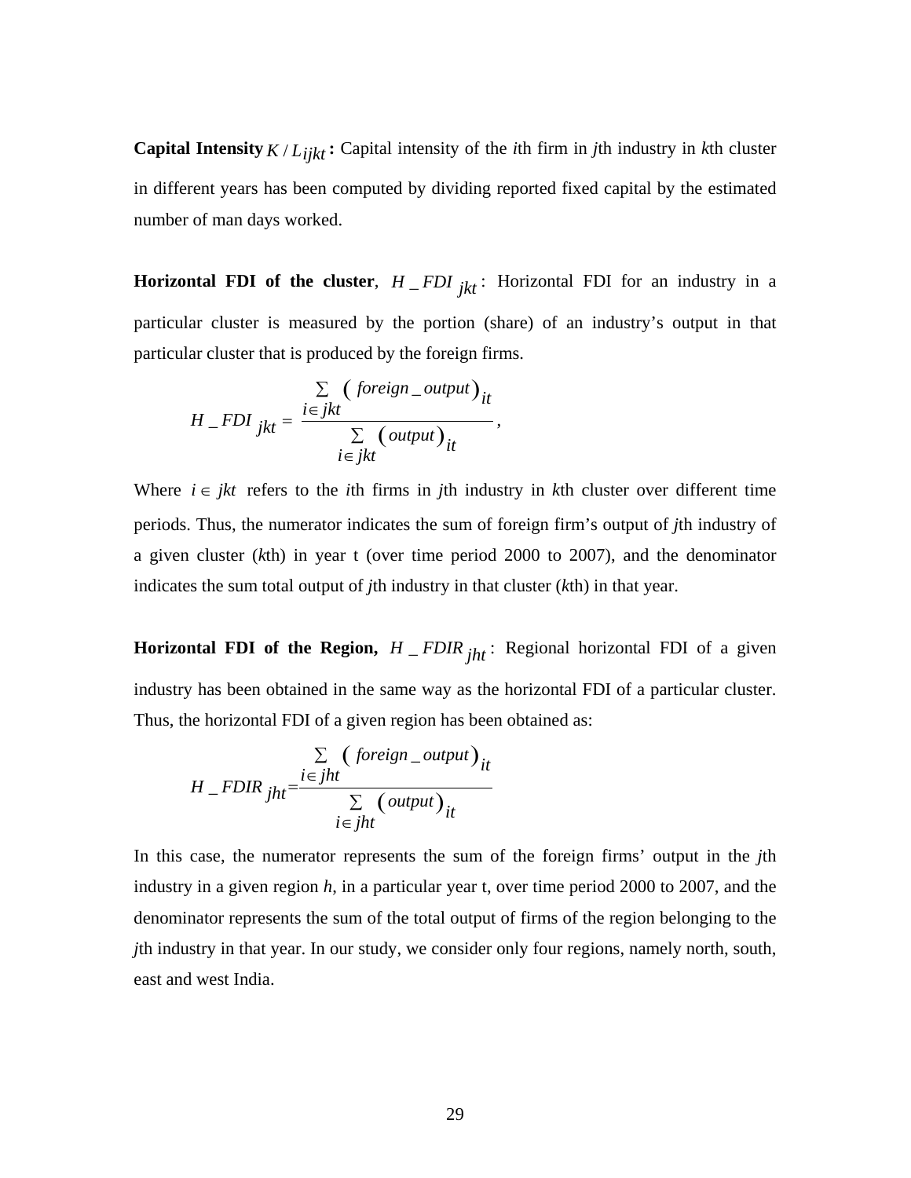**Capital Intensity** $K/L_{ijkt}$ **:** Capital intensity of the *i*th firm in *j*th industry in *k*th cluster in different years has been computed by dividing reported fixed capital by the estimated number of man days worked.

**Horizontal FDI of the cluster**, $H\_FDI_{jkt}$ : Horizontal FDI for an industry in a particular cluster is measured by the portion (share) of an industry's output in that particular cluster that is produced by the foreign firms.

$$H\_FDI_{jkt} = \frac{\sum_{i \in jkt} \left( foreign\_output \right)_{it}}{\sum_{i \in jkt} \left( output \right)_{it}},$$

Where $i \in jkt$ refers to the *i*th firms in *j*th industry in *k*th cluster over different time periods. Thus, the numerator indicates the sum of foreign firm's output of *j*th industry of a given cluster (*k*th) in year t (over time period 2000 to 2007), and the denominator indicates the sum total output of *j*th industry in that cluster (*k*th) in that year.

**Horizontal FDI of the Region,** $H\_FDIR_{jht}$ : Regional horizontal FDI of a given industry has been obtained in the same way as the horizontal FDI of a particular cluster. Thus, the horizontal FDI of a given region has been obtained as:

$$H\_FDIR_{jht} = \frac{\sum_{i \in jht} \left( foreign\_output \right)_{it}}{\sum_{i \in jht} \left( output \right)_{it}}$$

In this case, the numerator represents the sum of the foreign firms' output in the *j*th industry in a given region *h*, in a particular year t, over time period 2000 to 2007, and the denominator represents the sum of the total output of firms of the region belonging to the *j*th industry in that year. In our study, we consider only four regions, namely north, south, east and west India.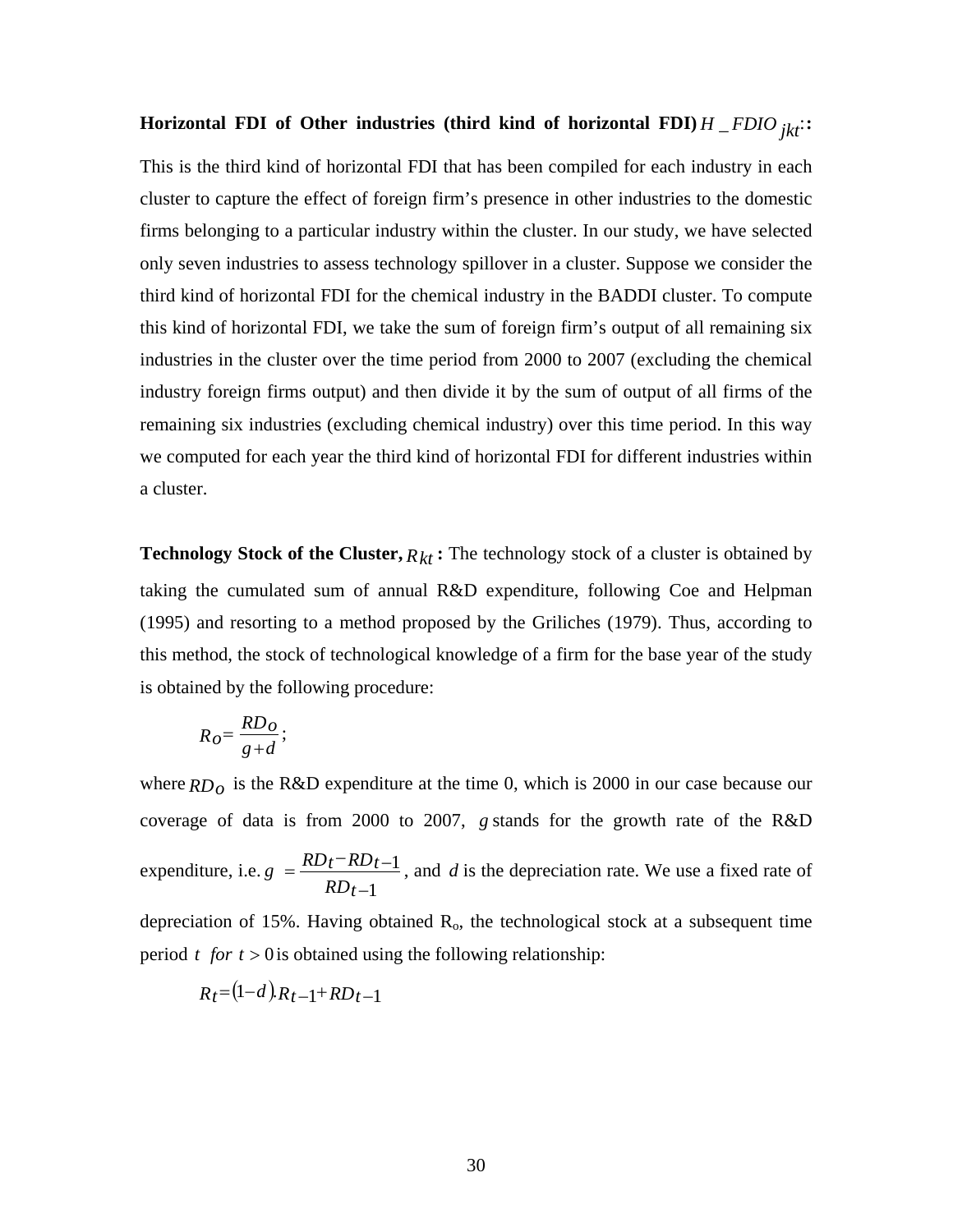**Horizontal FDI of Other industries (third kind of horizontal FDI)** $H\_FDIO_{jkt}$**:**

This is the third kind of horizontal FDI that has been compiled for each industry in each cluster to capture the effect of foreign firm's presence in other industries to the domestic firms belonging to a particular industry within the cluster. In our study, we have selected only seven industries to assess technology spillover in a cluster. Suppose we consider the third kind of horizontal FDI for the chemical industry in the BADDI cluster. To compute this kind of horizontal FDI, we take the sum of foreign firm's output of all remaining six industries in the cluster over the time period from 2000 to 2007 (excluding the chemical industry foreign firms output) and then divide it by the sum of output of all firms of the remaining six industries (excluding chemical industry) over this time period. In this way we computed for each year the third kind of horizontal FDI for different industries within a cluster.

**Technology Stock of the Cluster,** $R_{kt}$ **:** The technology stock of a cluster is obtained by taking the cumulated sum of annual R&D expenditure, following Coe and Helpman (1995) and resorting to a method proposed by the Griliches (1979). Thus, according to this method, the stock of technological knowledge of a firm for the base year of the study is obtained by the following procedure:

$$R_O = \frac{RD_O}{g+d};$$

where $RD_O$ is the R&D expenditure at the time 0, which is 2000 in our case because our coverage of data is from 2000 to 2007, $g$ stands for the growth rate of the R&D expenditure, i.e. $g = \frac{RD_t - RD_{t-1}}{RD_{t-1}}$, and $d$ is the depreciation rate. We use a fixed rate of depreciation of 15%. Having obtained $R_o$, the technological stock at a subsequent time period $t$ $for$ $t > 0$ is obtained using the following relationship:

$$R_t = (1-d).R_{t-1} + RD_{t-1}$$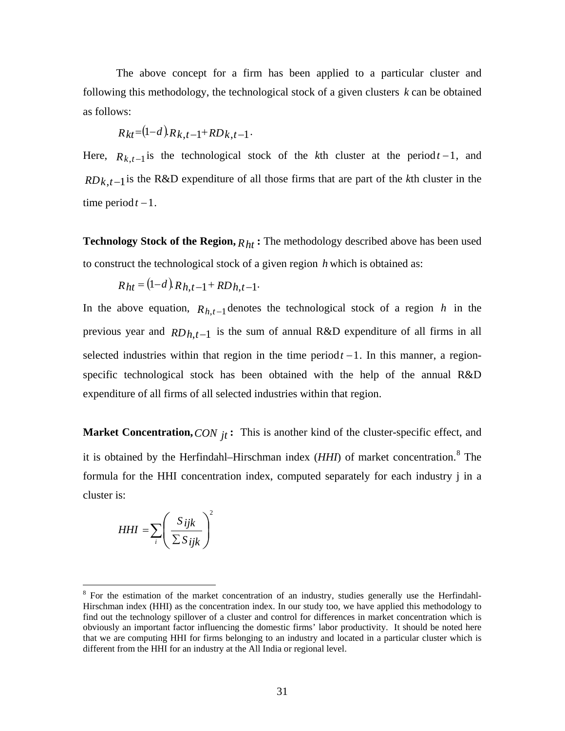The above concept for a firm has been applied to a particular cluster and following this methodology, the technological stock of a given clusters $k$ can be obtained as follows:

$$R_{kt} = (1-d).R_{k,t-1} + RD_{k,t-1}.$$

Here, $R_{k,t-1}$ is the technological stock of the $k$th cluster at the period $t-1$, and $RD_{k,t-1}$ is the R&D expenditure of all those firms that are part of the $k$th cluster in the time period $t-1$.

**Technology Stock of the Region, $R_{ht}$ :** The methodology described above has been used to construct the technological stock of a given region $h$ which is obtained as:

$$R_{ht} = (1-d).R_{h,t-1} + RD_{h,t-1}.$$

In the above equation, $R_{h,t-1}$ denotes the technological stock of a region $h$ in the previous year and $RD_{h,t-1}$ is the sum of annual R&D expenditure of all firms in all selected industries within that region in the time period $t-1$. In this manner, a region-specific technological stock has been obtained with the help of the annual R&D expenditure of all firms of all selected industries within that region.

**Market Concentration, $CON_{jt}$ :** This is another kind of the cluster-specific effect, and it is obtained by the Herfindahl–Hirschman index (*HHI*) of market concentration.[8] The formula for the HHI concentration index, computed separately for each industry j in a cluster is:

$$HHI = \sum_{i} \left( \frac{S_{ijk}}{\sum S_{ijk}} \right)^2$$

[8] For the estimation of the market concentration of an industry, studies generally use the Herfindahl-Hirschman index (HHI) as the concentration index. In our study too, we have applied this methodology to find out the technology spillover of a cluster and control for differences in market concentration which is obviously an important factor influencing the domestic firms' labor productivity. It should be noted here that we are computing HHI for firms belonging to an industry and located in a particular cluster which is different from the HHI for an industry at the All India or regional level.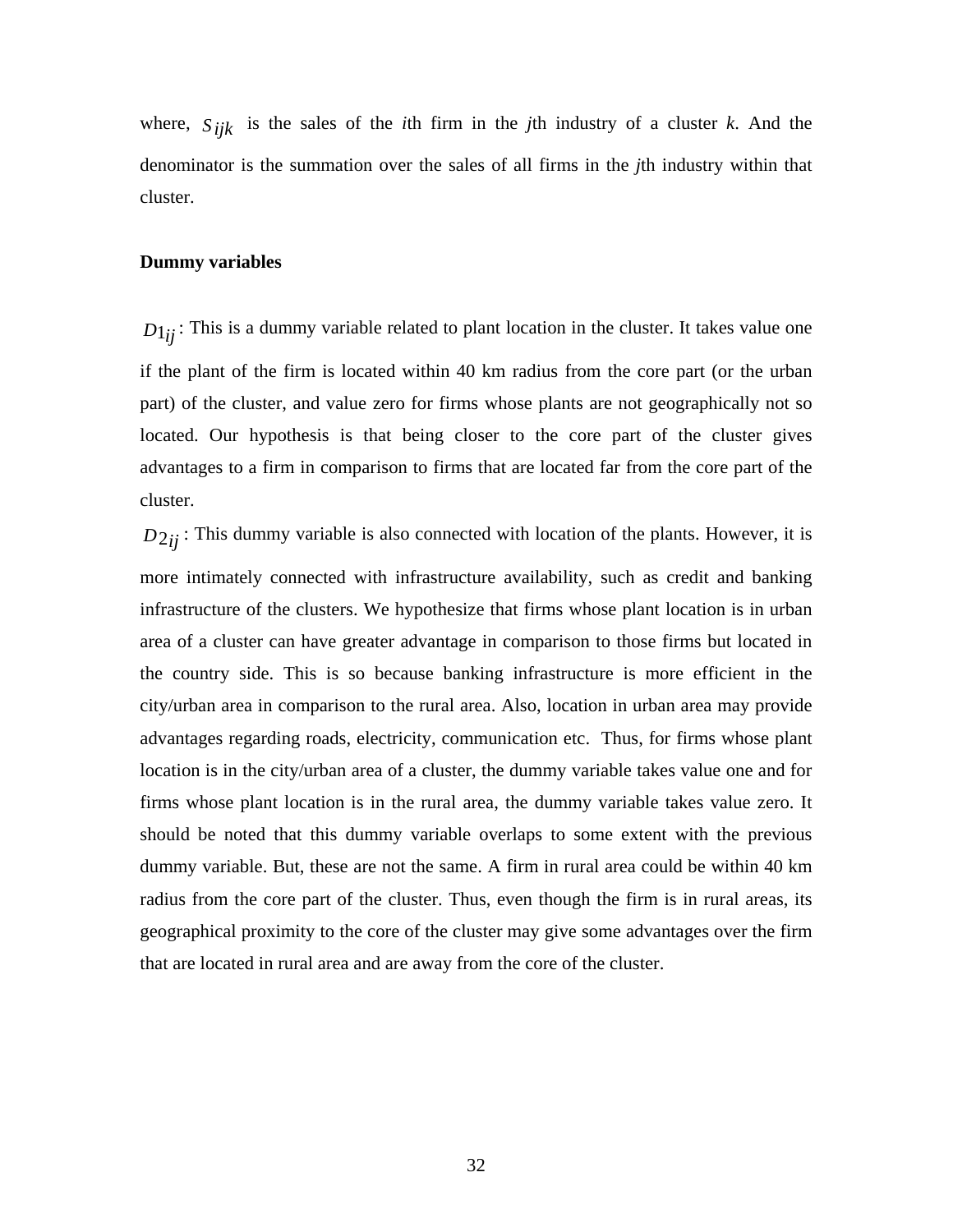where, $S_{ijk}$ is the sales of the *i*th firm in the *j*th industry of a cluster *k*. And the denominator is the summation over the sales of all firms in the *j*th industry within that cluster.

**Dummy variables**

$D1_{ij}$ : This is a dummy variable related to plant location in the cluster. It takes value one if the plant of the firm is located within 40 km radius from the core part (or the urban part) of the cluster, and value zero for firms whose plants are not geographically not so located. Our hypothesis is that being closer to the core part of the cluster gives advantages to a firm in comparison to firms that are located far from the core part of the cluster.

$D2_{ij}$ : This dummy variable is also connected with location of the plants. However, it is more intimately connected with infrastructure availability, such as credit and banking infrastructure of the clusters. We hypothesize that firms whose plant location is in urban area of a cluster can have greater advantage in comparison to those firms but located in the country side. This is so because banking infrastructure is more efficient in the city/urban area in comparison to the rural area. Also, location in urban area may provide advantages regarding roads, electricity, communication etc. Thus, for firms whose plant location is in the city/urban area of a cluster, the dummy variable takes value one and for firms whose plant location is in the rural area, the dummy variable takes value zero. It should be noted that this dummy variable overlaps to some extent with the previous dummy variable. But, these are not the same. A firm in rural area could be within 40 km radius from the core part of the cluster. Thus, even though the firm is in rural areas, its geographical proximity to the core of the cluster may give some advantages over the firm that are located in rural area and are away from the core of the cluster.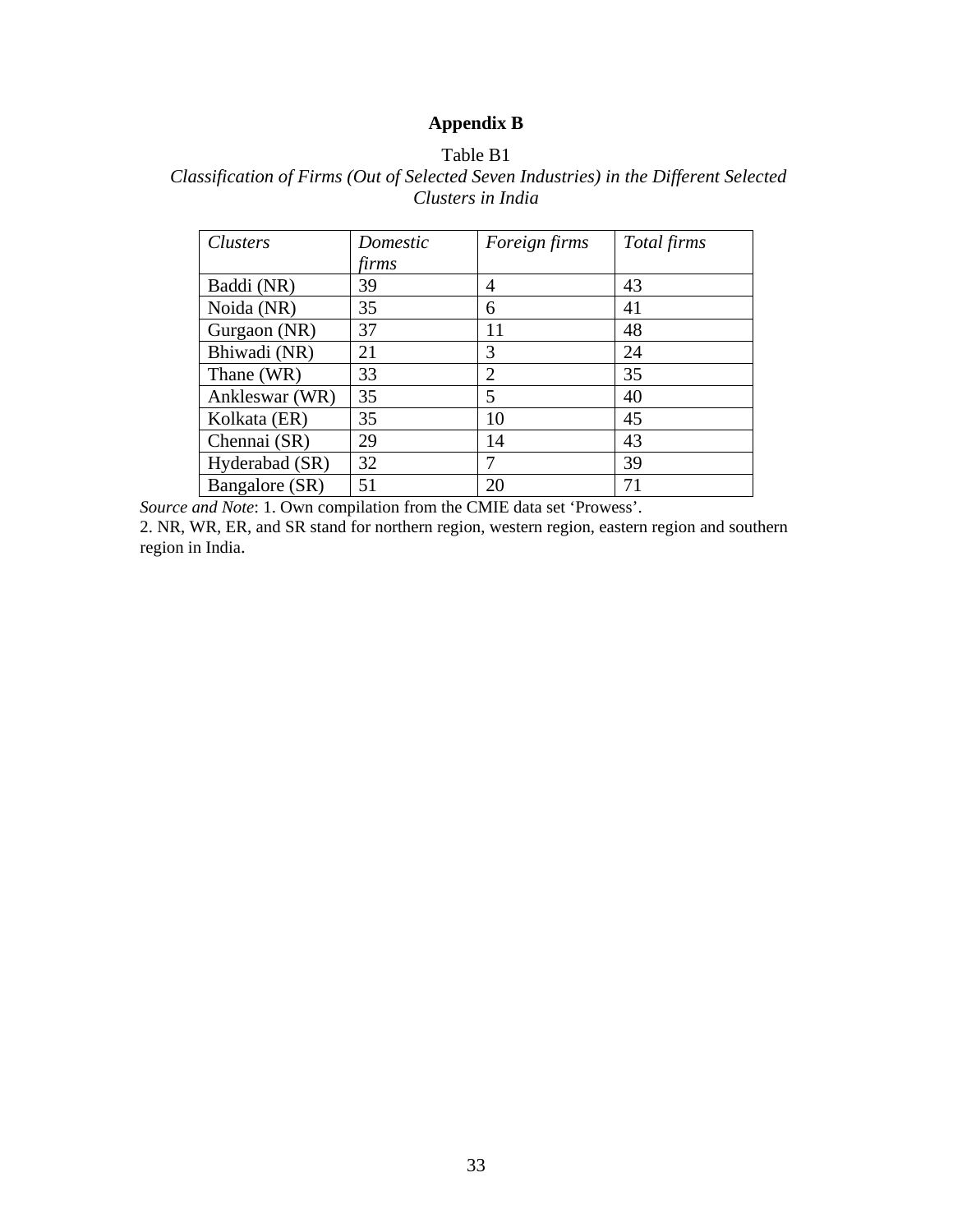# Appendix B

Table B1

*Classification of Firms (Out of Selected Seven Industries) in the Different Selected Clusters in India*

| *Clusters* | *Domestic firms* | *Foreign firms* | *Total firms* |
|---|---|---|---|
| Baddi (NR) | 39 | 4 | 43 |
| Noida (NR) | 35 | 6 | 41 |
| Gurgaon (NR) | 37 | 11 | 48 |
| Bhiwadi (NR) | 21 | 3 | 24 |
| Thane (WR) | 33 | 2 | 35 |
| Ankleswar (WR) | 35 | 5 | 40 |
| Kolkata (ER) | 35 | 10 | 45 |
| Chennai (SR) | 29 | 14 | 43 |
| Hyderabad (SR) | 32 | 7 | 39 |
| Bangalore (SR) | 51 | 20 | 71 |

*Source and Note*: 1. Own compilation from the CMIE data set 'Prowess'.

2. NR, WR, ER, and SR stand for northern region, western region, eastern region and southern region in India.